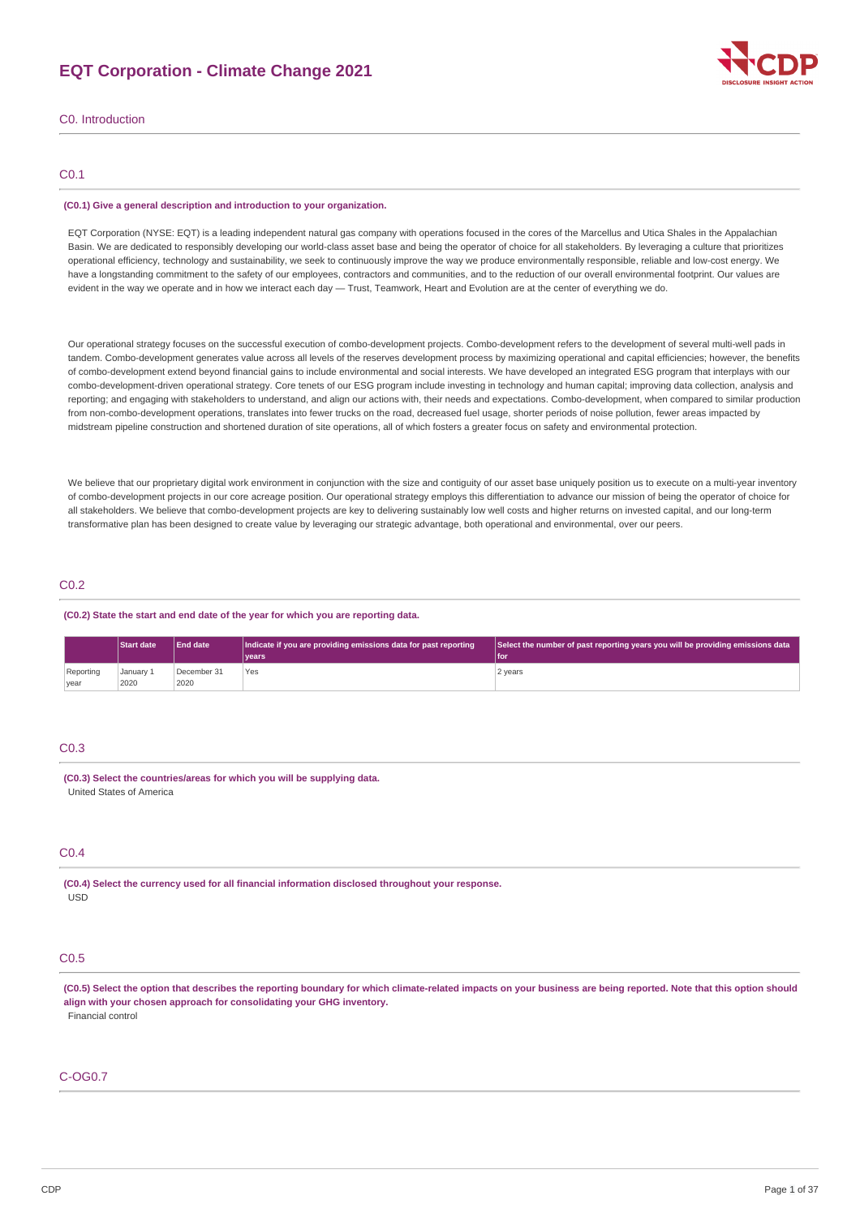# EQT Corporation - Climate Change 2021

## C0. Introduction

### C0.1

**(C0.1) Give a general description and introduction to your organization.**

EQT Corporation (NYSE: EQT) is a leading independent natural gas company with operations focused in the cores of the Marcellus and Utica Shales in the Appalachian Basin. We are dedicated to responsibly developing our world-class asset base and being the operator of choice for all stakeholders. By leveraging a culture that prioritizes operational efficiency, technology and sustainability, we seek to continuously improve the way we produce environmentally responsible, reliable and low-cost energy. We have a longstanding commitment to the safety of our employees, contractors and communities, and to the reduction of our overall environmental footprint. Our values are evident in the way we operate and in how we interact each day — Trust, Teamwork, Heart and Evolution are at the center of everything we do.

Our operational strategy focuses on the successful execution of combo-development projects. Combo-development refers to the development of several multi-well pads in tandem. Combo-development generates value across all levels of the reserves development process by maximizing operational and capital efficiencies; however, the benefits of combo-development extend beyond financial gains to include environmental and social interests. We have developed an integrated ESG program that interplays with our combo-development-driven operational strategy. Core tenets of our ESG program include investing in technology and human capital; improving data collection, analysis and reporting; and engaging with stakeholders to understand, and align our actions with, their needs and expectations. Combo-development, when compared to similar production from non-combo-development operations, translates into fewer trucks on the road, decreased fuel usage, shorter periods of noise pollution, fewer areas impacted by midstream pipeline construction and shortened duration of site operations, all of which fosters a greater focus on safety and environmental protection.

We believe that our proprietary digital work environment in conjunction with the size and contiguity of our asset base uniquely position us to execute on a multi-year inventory of combo-development projects in our core acreage position. Our operational strategy employs this differentiation to advance our mission of being the operator of choice for all stakeholders. We believe that combo-development projects are key to delivering sustainably low well costs and higher returns on invested capital, and our long-term transformative plan has been designed to create value by leveraging our strategic advantage, both operational and environmental, over our peers.

### C0.2

**(C0.2) State the start and end date of the year for which you are reporting data.**

| | Start date | End date | Indicate if you are providing emissions data for past reporting years | Select the number of past reporting years you will be providing emissions data for |
|---|---|---|---|---|
| Reporting year | January 1 2020 | December 31 2020 | Yes | 2 years |

### C0.3

**(C0.3) Select the countries/areas for which you will be supplying data.**

United States of America

### C0.4

**(C0.4) Select the currency used for all financial information disclosed throughout your response.**

USD

### C0.5

**(C0.5) Select the option that describes the reporting boundary for which climate-related impacts on your business are being reported. Note that this option should align with your chosen approach for consolidating your GHG inventory.**

Financial control

### C-OG0.7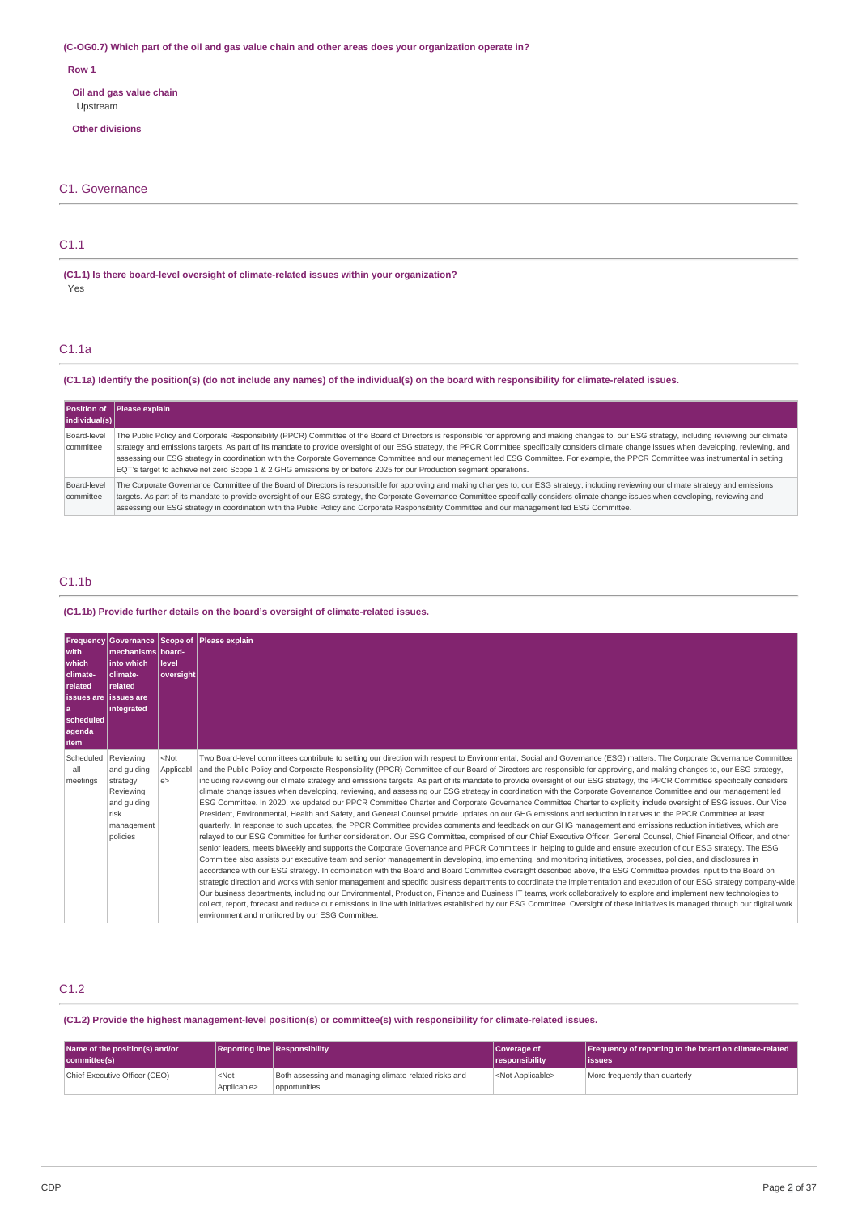**(C-OG0.7) Which part of the oil and gas value chain and other areas does your organization operate in?**

**Row 1**

**Oil and gas value chain**
Upstream

**Other divisions**

## C1. Governance

### C1.1

**(C1.1) Is there board-level oversight of climate-related issues within your organization?**
Yes

### C1.1a

**(C1.1a) Identify the position(s) (do not include any names) of the individual(s) on the board with responsibility for climate-related issues.**

| Position of individual(s) | Please explain |
|---|---|
| Board-level committee | The Public Policy and Corporate Responsibility (PPCR) Committee of the Board of Directors is responsible for approving and making changes to, our ESG strategy, including reviewing our climate strategy and emissions targets. As part of its mandate to provide oversight of our ESG strategy, the PPCR Committee specifically considers climate change issues when developing, reviewing, and assessing our ESG strategy in coordination with the Corporate Governance Committee and our management led ESG Committee. For example, the PPCR Committee was instrumental in setting EQT's target to achieve net zero Scope 1 & 2 GHG emissions by or before 2025 for our Production segment operations. |
| Board-level committee | The Corporate Governance Committee of the Board of Directors is responsible for approving and making changes to, our ESG strategy, including reviewing our climate strategy and emissions targets. As part of its mandate to provide oversight of our ESG strategy, the Corporate Governance Committee specifically considers climate change issues when developing, reviewing and assessing our ESG strategy in coordination with the Public Policy and Corporate Responsibility Committee and our management led ESG Committee. |

### C1.1b

**(C1.1b) Provide further details on the board's oversight of climate-related issues.**

| Frequency with which climate-related issues are a scheduled agenda item | Governance mechanisms into which climate-related issues are integrated | Scope of board-level oversight | Please explain |
|---|---|---|---|
| Scheduled – all meetings | Reviewing and guiding strategy Reviewing and guiding risk management policies | <Not Applicable> | Two Board-level committees contribute to setting our direction with respect to Environmental, Social and Governance (ESG) matters. The Corporate Governance Committee and the Public Policy and Corporate Responsibility (PPCR) Committee of our Board of Directors are responsible for approving, and making changes to, our ESG strategy, including reviewing our climate strategy and emissions targets. As part of its mandate to provide oversight of our ESG strategy, the PPCR Committee specifically considers climate change issues when developing, reviewing, and assessing our ESG strategy in coordination with the Corporate Governance Committee and our management led ESG Committee. In 2020, we updated our PPCR Committee Charter and Corporate Governance Committee Charter to explicitly include oversight of ESG issues. Our Vice President, Environmental, Health and Safety, and General Counsel provide updates on our GHG emissions and reduction initiatives to the PPCR Committee at least quarterly. In response to such updates, the PPCR Committee provides comments and feedback on our GHG management and emissions reduction initiatives, which are relayed to our ESG Committee for further consideration. Our ESG Committee, comprised of our Chief Executive Officer, General Counsel, Chief Financial Officer, and other senior leaders, meets biweekly and supports the Corporate Governance and PPCR Committees in helping to guide and ensure execution of our ESG strategy. The ESG Committee also assists our executive team and senior management in developing, implementing, and monitoring initiatives, processes, policies, and disclosures in accordance with our ESG strategy. In combination with the Board and Board Committee oversight described above, the ESG Committee provides input to the Board on strategic direction and works with senior management and specific business departments to coordinate the implementation and execution of our ESG strategy company-wide. Our business departments, including our Environmental, Production, Finance and Business IT teams, work collaboratively to explore and implement new technologies to collect, report, forecast and reduce our emissions in line with initiatives established by our ESG Committee. Oversight of these initiatives is managed through our digital work environment and monitored by our ESG Committee. |

### C1.2

**(C1.2) Provide the highest management-level position(s) or committee(s) with responsibility for climate-related issues.**

| Name of the position(s) and/or committee(s) | Reporting line | Responsibility | Coverage of responsibility | Frequency of reporting to the board on climate-related issues |
|---|---|---|---|---|
| Chief Executive Officer (CEO) | <Not Applicable> | Both assessing and managing climate-related risks and opportunities | <Not Applicable> | More frequently than quarterly |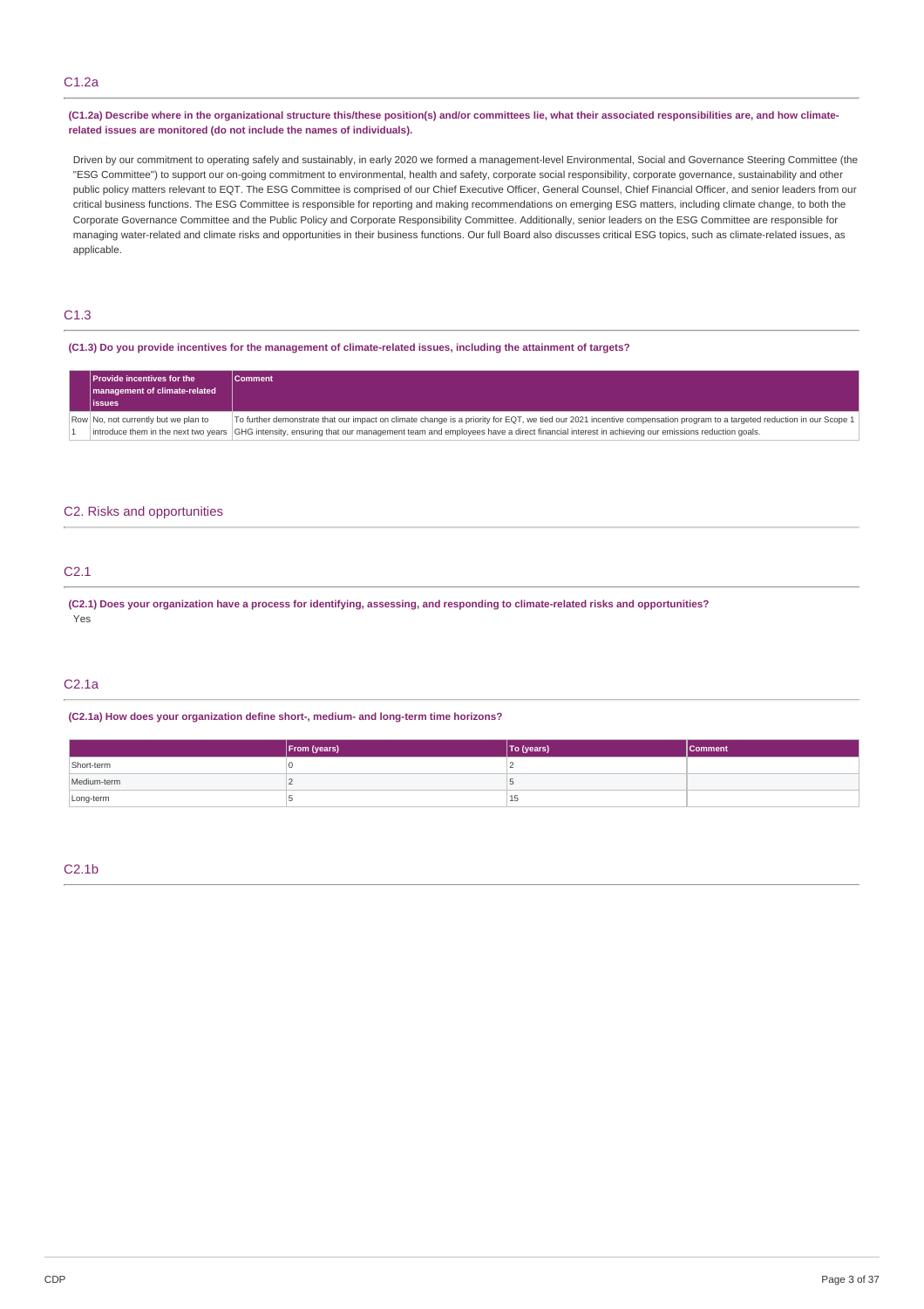## C1.2a

**(C1.2a) Describe where in the organizational structure this/these position(s) and/or committees lie, what their associated responsibilities are, and how climate-related issues are monitored (do not include the names of individuals).**

Driven by our commitment to operating safely and sustainably, in early 2020 we formed a management-level Environmental, Social and Governance Steering Committee (the "ESG Committee") to support our on-going commitment to environmental, health and safety, corporate social responsibility, corporate governance, sustainability and other public policy matters relevant to EQT. The ESG Committee is comprised of our Chief Executive Officer, General Counsel, Chief Financial Officer, and senior leaders from our critical business functions. The ESG Committee is responsible for reporting and making recommendations on emerging ESG matters, including climate change, to both the Corporate Governance Committee and the Public Policy and Corporate Responsibility Committee. Additionally, senior leaders on the ESG Committee are responsible for managing water-related and climate risks and opportunities in their business functions. Our full Board also discusses critical ESG topics, such as climate-related issues, as applicable.

## C1.3

**(C1.3) Do you provide incentives for the management of climate-related issues, including the attainment of targets?**

| | Provide incentives for the management of climate-related issues | Comment |
|---|---|---|
| Row 1 | No, not currently but we plan to introduce them in the next two years | To further demonstrate that our impact on climate change is a priority for EQT, we tied our 2021 incentive compensation program to a targeted reduction in our Scope 1 GHG intensity, ensuring that our management team and employees have a direct financial interest in achieving our emissions reduction goals. |

# C2. Risks and opportunities

## C2.1

**(C2.1) Does your organization have a process for identifying, assessing, and responding to climate-related risks and opportunities?**

Yes

## C2.1a

**(C2.1a) How does your organization define short-, medium- and long-term time horizons?**

| | From (years) | To (years) | Comment |
|---|---|---|---|
| Short-term | 0 | 2 | |
| Medium-term | 2 | 5 | |
| Long-term | 5 | 15 | |

## C2.1b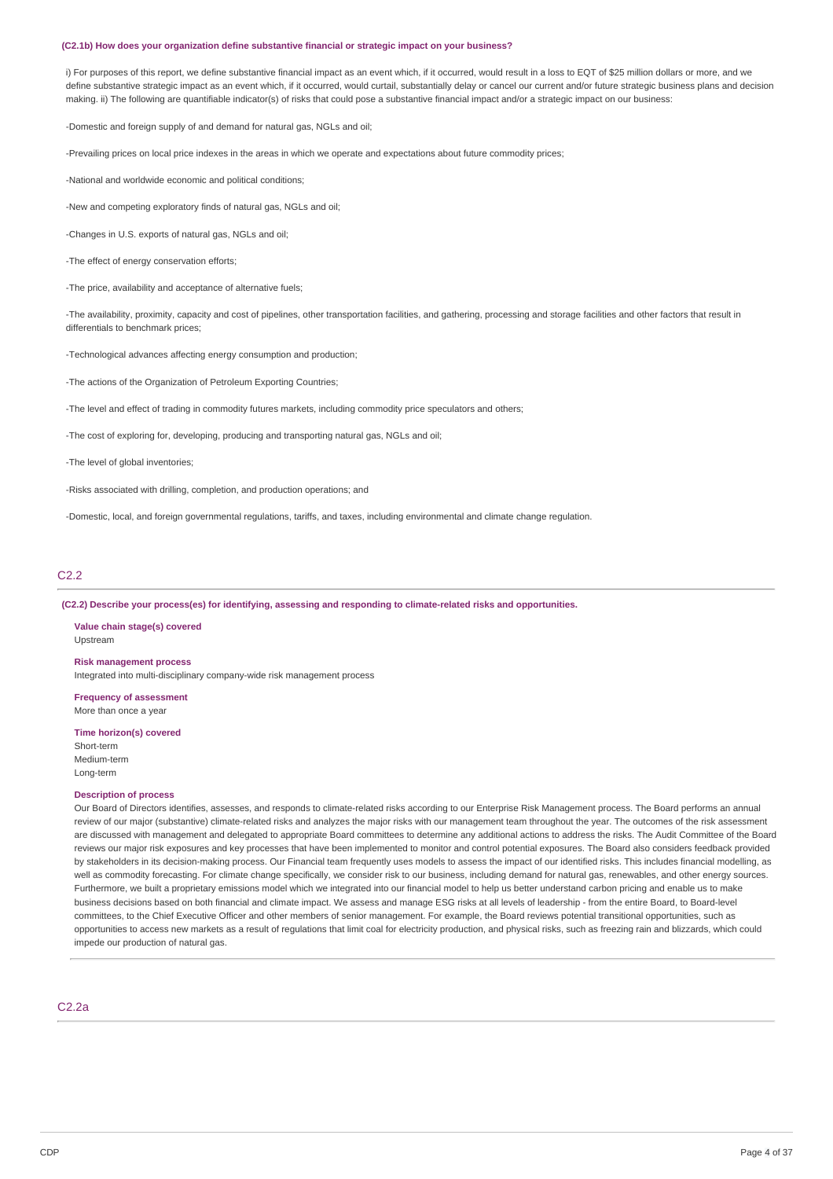**(C2.1b) How does your organization define substantive financial or strategic impact on your business?**

i) For purposes of this report, we define substantive financial impact as an event which, if it occurred, would result in a loss to EQT of $25 million dollars or more, and we define substantive strategic impact as an event which, if it occurred, would curtail, substantially delay or cancel our current and/or future strategic business plans and decision making. ii) The following are quantifiable indicator(s) of risks that could pose a substantive financial impact and/or a strategic impact on our business:

-Domestic and foreign supply of and demand for natural gas, NGLs and oil;

-Prevailing prices on local price indexes in the areas in which we operate and expectations about future commodity prices;

-National and worldwide economic and political conditions;

-New and competing exploratory finds of natural gas, NGLs and oil;

-Changes in U.S. exports of natural gas, NGLs and oil;

-The effect of energy conservation efforts;

-The price, availability and acceptance of alternative fuels;

-The availability, proximity, capacity and cost of pipelines, other transportation facilities, and gathering, processing and storage facilities and other factors that result in differentials to benchmark prices;

-Technological advances affecting energy consumption and production;

-The actions of the Organization of Petroleum Exporting Countries;

-The level and effect of trading in commodity futures markets, including commodity price speculators and others;

-The cost of exploring for, developing, producing and transporting natural gas, NGLs and oil;

-The level of global inventories;

-Risks associated with drilling, completion, and production operations; and

-Domestic, local, and foreign governmental regulations, tariffs, and taxes, including environmental and climate change regulation.

## C2.2

**(C2.2) Describe your process(es) for identifying, assessing and responding to climate-related risks and opportunities.**

**Value chain stage(s) covered**
Upstream

**Risk management process**
Integrated into multi-disciplinary company-wide risk management process

**Frequency of assessment**
More than once a year

**Time horizon(s) covered**
Short-term
Medium-term
Long-term

**Description of process**
Our Board of Directors identifies, assesses, and responds to climate-related risks according to our Enterprise Risk Management process. The Board performs an annual review of our major (substantive) climate-related risks and analyzes the major risks with our management team throughout the year. The outcomes of the risk assessment are discussed with management and delegated to appropriate Board committees to determine any additional actions to address the risks. The Audit Committee of the Board reviews our major risk exposures and key processes that have been implemented to monitor and control potential exposures. The Board also considers feedback provided by stakeholders in its decision-making process. Our Financial team frequently uses models to assess the impact of our identified risks. This includes financial modelling, as well as commodity forecasting. For climate change specifically, we consider risk to our business, including demand for natural gas, renewables, and other energy sources. Furthermore, we built a proprietary emissions model which we integrated into our financial model to help us better understand carbon pricing and enable us to make business decisions based on both financial and climate impact. We assess and manage ESG risks at all levels of leadership - from the entire Board, to Board-level committees, to the Chief Executive Officer and other members of senior management. For example, the Board reviews potential transitional opportunities, such as opportunities to access new markets as a result of regulations that limit coal for electricity production, and physical risks, such as freezing rain and blizzards, which could impede our production of natural gas.

## C2.2a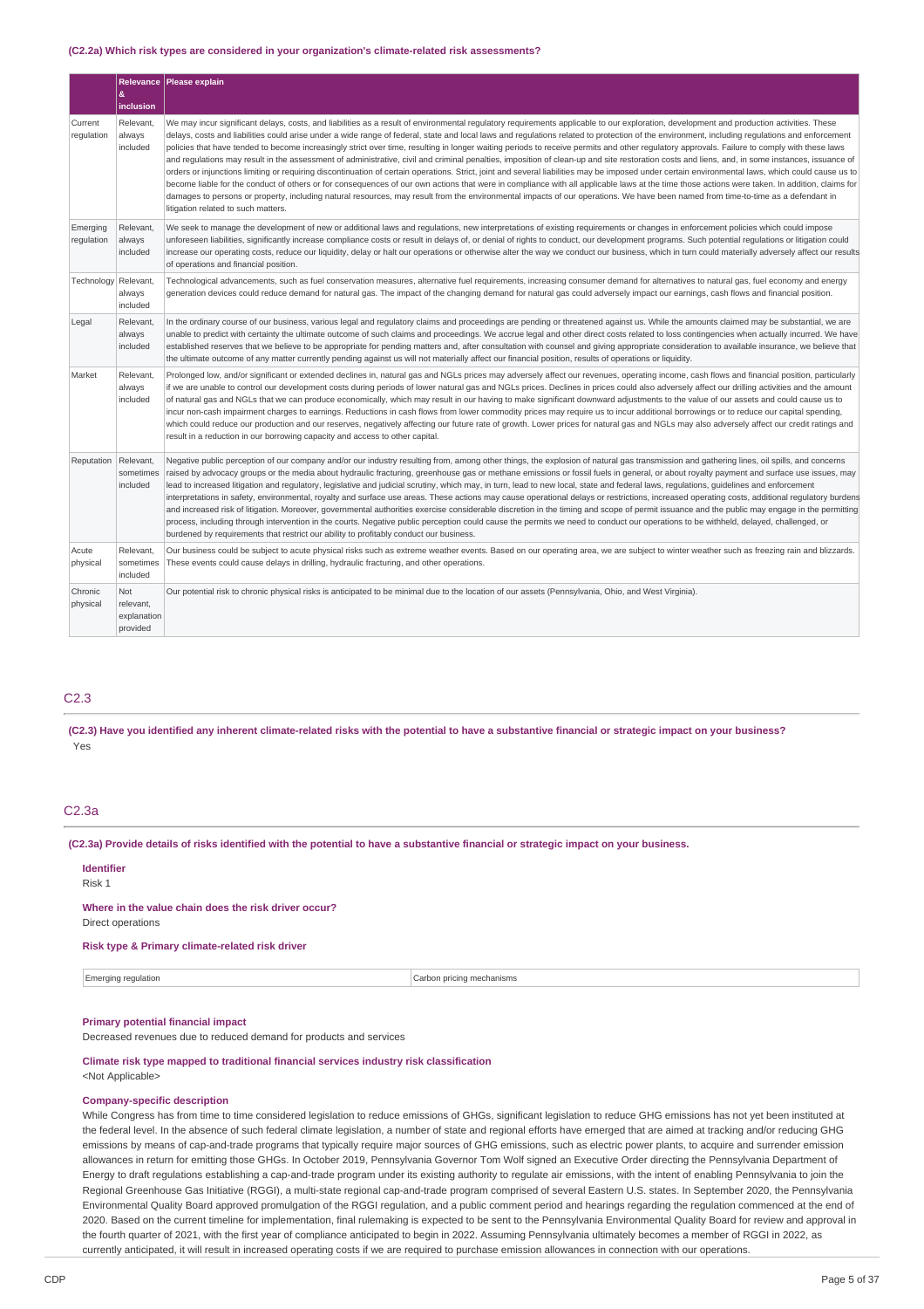#### (C2.2a) Which risk types are considered in your organization's climate-related risk assessments?

| | Relevance & inclusion | Please explain |
|---|---|---|
| Current regulation | Relevant, always included | We may incur significant delays, costs, and liabilities as a result of environmental regulatory requirements applicable to our exploration, development and production activities. These delays, costs and liabilities could arise under a wide range of federal, state and local laws and regulations related to protection of the environment, including regulations and enforcement policies that have tended to become increasingly strict over time, resulting in longer waiting periods to receive permits and other regulatory approvals. Failure to comply with these laws and regulations may result in the assessment of administrative, civil and criminal penalties, imposition of clean-up and site restoration costs and liens, and, in some instances, issuance of orders or injunctions limiting or requiring discontinuation of certain operations. Strict, joint and several liabilities may be imposed under certain environmental laws, which could cause us to become liable for the conduct of others or for consequences of our own actions that were in compliance with all applicable laws at the time those actions were taken. In addition, claims for damages to persons or property, including natural resources, may result from the environmental impacts of our operations. We have been named from time-to-time as a defendant in litigation related to such matters. |
| Emerging regulation | Relevant, always included | We seek to manage the development of new or additional laws and regulations, new interpretations of existing requirements or changes in enforcement policies which could impose unforeseen liabilities, significantly increase compliance costs or result in delays of, or denial of rights to conduct, our development programs. Such potential regulations or litigation could increase our operating costs, reduce our liquidity, delay or halt our operations or otherwise alter the way we conduct our business, which in turn could materially adversely affect our results of operations and financial position. |
| Technology | Relevant, always included | Technological advancements, such as fuel conservation measures, alternative fuel requirements, increasing consumer demand for alternatives to natural gas, fuel economy and energy generation devices could reduce demand for natural gas. The impact of the changing demand for natural gas could adversely impact our earnings, cash flows and financial position. |
| Legal | Relevant, always included | In the ordinary course of our business, various legal and regulatory claims and proceedings are pending or threatened against us. While the amounts claimed may be substantial, we are unable to predict with certainty the ultimate outcome of such claims and proceedings. We accrue legal and other direct costs related to loss contingencies when actually incurred. We have established reserves that we believe to be appropriate for pending matters and, after consultation with counsel and giving appropriate consideration to available insurance, we believe that the ultimate outcome of any matter currently pending against us will not materially affect our financial position, results of operations or liquidity. |
| Market | Relevant, always included | Prolonged low, and/or significant or extended declines in, natural gas and NGLs prices may adversely affect our revenues, operating income, cash flows and financial position, particularly if we are unable to control our development costs during periods of lower natural gas and NGLs prices. Declines in prices could also adversely affect our drilling activities and the amount of natural gas and NGLs that we can produce economically, which may result in our having to make significant downward adjustments to the value of our assets and could cause us to incur non-cash impairment charges to earnings. Reductions in cash flows from lower commodity prices may require us to incur additional borrowings or to reduce our capital spending, which could reduce our production and our reserves, negatively affecting our future rate of growth. Lower prices for natural gas and NGLs may also adversely affect our credit ratings and result in a reduction in our borrowing capacity and access to other capital. |
| Reputation | Relevant, sometimes included | Negative public perception of our company and/or our industry resulting from, among other things, the explosion of natural gas transmission and gathering lines, oil spills, and concerns raised by advocacy groups or the media about hydraulic fracturing, greenhouse gas or methane emissions or fossil fuels in general, or about royalty payment and surface use issues, may lead to increased litigation and regulatory, legislative and judicial scrutiny, which may, in turn, lead to new local, state and federal laws, regulations, guidelines and enforcement interpretations in safety, environmental, royalty and surface use areas. These actions may cause operational delays or restrictions, increased operating costs, additional regulatory burdens and increased risk of litigation. Moreover, governmental authorities exercise considerable discretion in the timing and scope of permit issuance and the public may engage in the permitting process, including through intervention in the courts. Negative public perception could cause the permits we need to conduct our operations to be withheld, delayed, challenged, or burdened by requirements that restrict our ability to profitably conduct our business. |
| Acute physical | Relevant, sometimes included | Our business could be subject to acute physical risks such as extreme weather events. Based on our operating area, we are subject to winter weather such as freezing rain and blizzards. These events could cause delays in drilling, hydraulic fracturing, and other operations. |
| Chronic physical | Not relevant, explanation provided | Our potential risk to chronic physical risks is anticipated to be minimal due to the location of our assets (Pennsylvania, Ohio, and West Virginia). |

## C2.3

**(C2.3) Have you identified any inherent climate-related risks with the potential to have a substantive financial or strategic impact on your business?**

Yes

## C2.3a

**(C2.3a) Provide details of risks identified with the potential to have a substantive financial or strategic impact on your business.**

**Identifier**

Risk 1

**Where in the value chain does the risk driver occur?**

Direct operations

**Risk type & Primary climate-related risk driver**

| Emerging regulation | Carbon pricing mechanisms |
|---|---|

**Primary potential financial impact**

Decreased revenues due to reduced demand for products and services

**Climate risk type mapped to traditional financial services industry risk classification**

<Not Applicable>

**Company-specific description**

While Congress has from time to time considered legislation to reduce emissions of GHGs, significant legislation to reduce GHG emissions has not yet been instituted at the federal level. In the absence of such federal climate legislation, a number of state and regional efforts have emerged that are aimed at tracking and/or reducing GHG emissions by means of cap-and-trade programs that typically require major sources of GHG emissions, such as electric power plants, to acquire and surrender emission allowances in return for emitting those GHGs. In October 2019, Pennsylvania Governor Tom Wolf signed an Executive Order directing the Pennsylvania Department of Energy to draft regulations establishing a cap-and-trade program under its existing authority to regulate air emissions, with the intent of enabling Pennsylvania to join the Regional Greenhouse Gas Initiative (RGGI), a multi-state regional cap-and-trade program comprised of several Eastern U.S. states. In September 2020, the Pennsylvania Environmental Quality Board approved promulgation of the RGGI regulation, and a public comment period and hearings regarding the regulation commenced at the end of 2020. Based on the current timeline for implementation, final rulemaking is expected to be sent to the Pennsylvania Environmental Quality Board for review and approval in the fourth quarter of 2021, with the first year of compliance anticipated to begin in 2022. Assuming Pennsylvania ultimately becomes a member of RGGI in 2022, as currently anticipated, it will result in increased operating costs if we are required to purchase emission allowances in connection with our operations.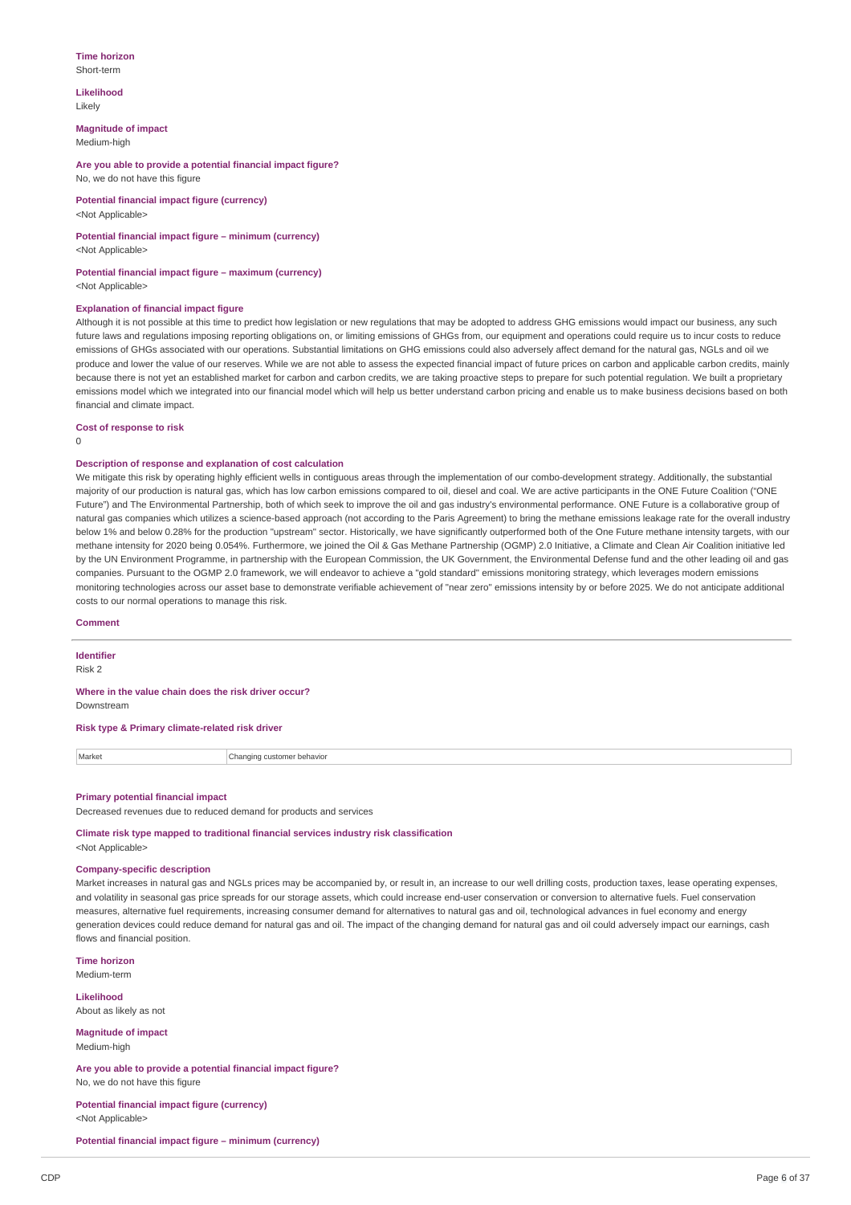**Time horizon**
Short-term

**Likelihood**
Likely

**Magnitude of impact**
Medium-high

**Are you able to provide a potential financial impact figure?**
No, we do not have this figure

**Potential financial impact figure (currency)**
<Not Applicable>

**Potential financial impact figure – minimum (currency)**
<Not Applicable>

**Potential financial impact figure – maximum (currency)**
<Not Applicable>

**Explanation of financial impact figure**
Although it is not possible at this time to predict how legislation or new regulations that may be adopted to address GHG emissions would impact our business, any such future laws and regulations imposing reporting obligations on, or limiting emissions of GHGs from, our equipment and operations could require us to incur costs to reduce emissions of GHGs associated with our operations. Substantial limitations on GHG emissions could also adversely affect demand for the natural gas, NGLs and oil we produce and lower the value of our reserves. While we are not able to assess the expected financial impact of future prices on carbon and applicable carbon credits, mainly because there is not yet an established market for carbon and carbon credits, we are taking proactive steps to prepare for such potential regulation. We built a proprietary emissions model which we integrated into our financial model which will help us better understand carbon pricing and enable us to make business decisions based on both financial and climate impact.

**Cost of response to risk**
0

**Description of response and explanation of cost calculation**
We mitigate this risk by operating highly efficient wells in contiguous areas through the implementation of our combo-development strategy. Additionally, the substantial majority of our production is natural gas, which has low carbon emissions compared to oil, diesel and coal. We are active participants in the ONE Future Coalition ("ONE Future") and The Environmental Partnership, both of which seek to improve the oil and gas industry's environmental performance. ONE Future is a collaborative group of natural gas companies which utilizes a science-based approach (not according to the Paris Agreement) to bring the methane emissions leakage rate for the overall industry below 1% and below 0.28% for the production "upstream" sector. Historically, we have significantly outperformed both of the One Future methane intensity targets, with our methane intensity for 2020 being 0.054%. Furthermore, we joined the Oil & Gas Methane Partnership (OGMP) 2.0 Initiative, a Climate and Clean Air Coalition initiative led by the UN Environment Programme, in partnership with the European Commission, the UK Government, the Environmental Defense fund and the other leading oil and gas companies. Pursuant to the OGMP 2.0 framework, we will endeavor to achieve a "gold standard" emissions monitoring strategy, which leverages modern emissions monitoring technologies across our asset base to demonstrate verifiable achievement of "near zero" emissions intensity by or before 2025. We do not anticipate additional costs to our normal operations to manage this risk.

**Comment**

---

**Identifier**
Risk 2

**Where in the value chain does the risk driver occur?**
Downstream

**Risk type & Primary climate-related risk driver**

| Market | Changing customer behavior |
|---|---|

**Primary potential financial impact**
Decreased revenues due to reduced demand for products and services

**Climate risk type mapped to traditional financial services industry risk classification**
<Not Applicable>

**Company-specific description**
Market increases in natural gas and NGLs prices may be accompanied by, or result in, an increase to our well drilling costs, production taxes, lease operating expenses, and volatility in seasonal gas price spreads for our storage assets, which could increase end-user conservation or conversion to alternative fuels. Fuel conservation measures, alternative fuel requirements, increasing consumer demand for alternatives to natural gas and oil, technological advances in fuel economy and energy generation devices could reduce demand for natural gas and oil. The impact of the changing demand for natural gas and oil could adversely impact our earnings, cash flows and financial position.

**Time horizon**
Medium-term

**Likelihood**
About as likely as not

**Magnitude of impact**
Medium-high

**Are you able to provide a potential financial impact figure?**
No, we do not have this figure

**Potential financial impact figure (currency)**
<Not Applicable>

**Potential financial impact figure – minimum (currency)**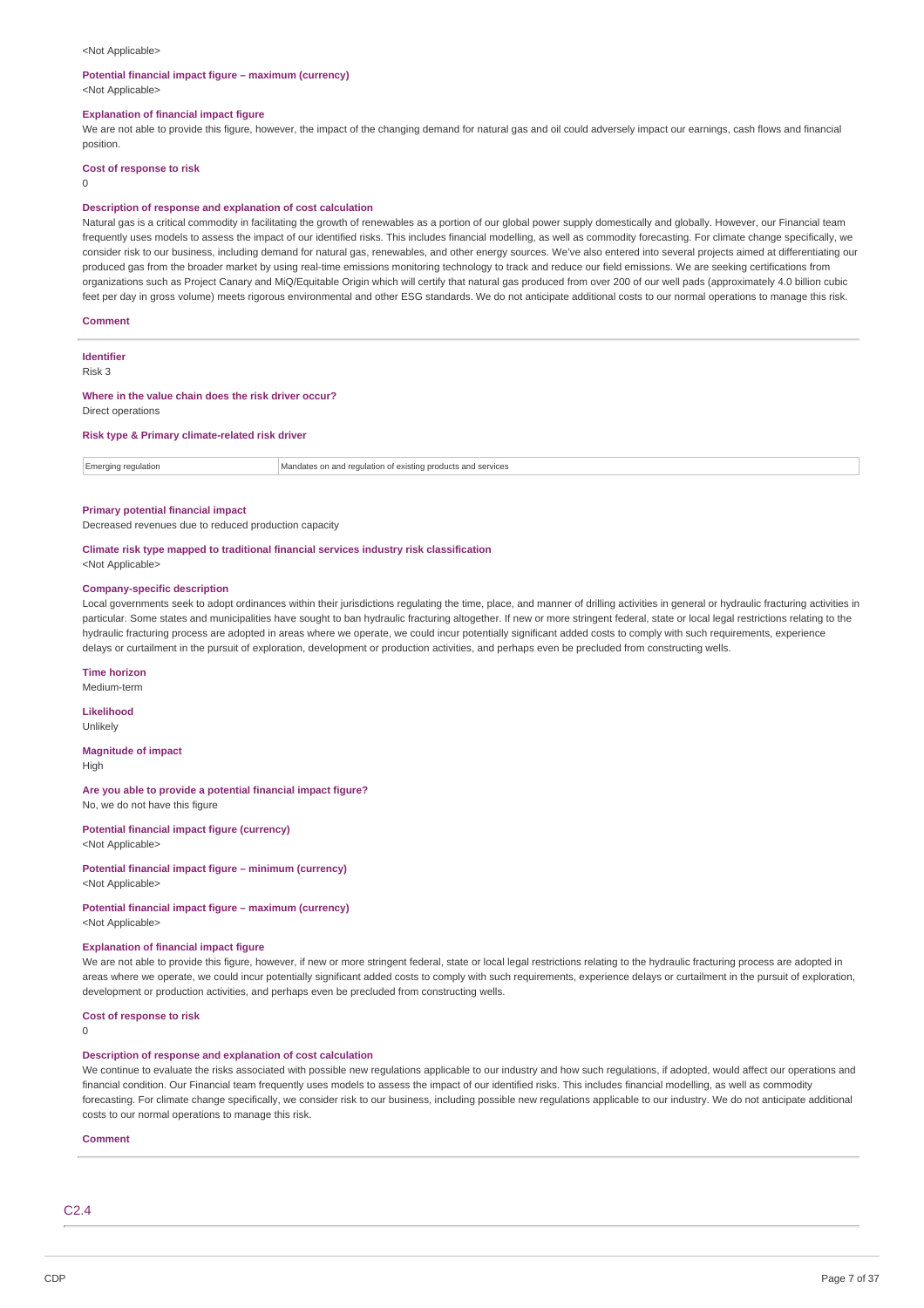<Not Applicable>

**Potential financial impact figure – maximum (currency)**

<Not Applicable>

**Explanation of financial impact figure**

We are not able to provide this figure, however, the impact of the changing demand for natural gas and oil could adversely impact our earnings, cash flows and financial position.

**Cost of response to risk**

0

**Description of response and explanation of cost calculation**

Natural gas is a critical commodity in facilitating the growth of renewables as a portion of our global power supply domestically and globally. However, our Financial team frequently uses models to assess the impact of our identified risks. This includes financial modelling, as well as commodity forecasting. For climate change specifically, we consider risk to our business, including demand for natural gas, renewables, and other energy sources. We've also entered into several projects aimed at differentiating our produced gas from the broader market by using real-time emissions monitoring technology to track and reduce our field emissions. We are seeking certifications from organizations such as Project Canary and MiQ/Equitable Origin which will certify that natural gas produced from over 200 of our well pads (approximately 4.0 billion cubic feet per day in gross volume) meets rigorous environmental and other ESG standards. We do not anticipate additional costs to our normal operations to manage this risk.

**Comment**

---

**Identifier**

Risk 3

**Where in the value chain does the risk driver occur?**

Direct operations

**Risk type & Primary climate-related risk driver**

| Emerging regulation | Mandates on and regulation of existing products and services |
|---|---|

**Primary potential financial impact**

Decreased revenues due to reduced production capacity

**Climate risk type mapped to traditional financial services industry risk classification**

<Not Applicable>

**Company-specific description**

Local governments seek to adopt ordinances within their jurisdictions regulating the time, place, and manner of drilling activities in general or hydraulic fracturing activities in particular. Some states and municipalities have sought to ban hydraulic fracturing altogether. If new or more stringent federal, state or local legal restrictions relating to the hydraulic fracturing process are adopted in areas where we operate, we could incur potentially significant added costs to comply with such requirements, experience delays or curtailment in the pursuit of exploration, development or production activities, and perhaps even be precluded from constructing wells.

**Time horizon**

Medium-term

**Likelihood**

Unlikely

**Magnitude of impact**

High

**Are you able to provide a potential financial impact figure?**

No, we do not have this figure

**Potential financial impact figure (currency)**

<Not Applicable>

**Potential financial impact figure – minimum (currency)**

<Not Applicable>

**Potential financial impact figure – maximum (currency)**

<Not Applicable>

**Explanation of financial impact figure**

We are not able to provide this figure, however, if new or more stringent federal, state or local legal restrictions relating to the hydraulic fracturing process are adopted in areas where we operate, we could incur potentially significant added costs to comply with such requirements, experience delays or curtailment in the pursuit of exploration, development or production activities, and perhaps even be precluded from constructing wells.

**Cost of response to risk**

0

**Description of response and explanation of cost calculation**

We continue to evaluate the risks associated with possible new regulations applicable to our industry and how such regulations, if adopted, would affect our operations and financial condition. Our Financial team frequently uses models to assess the impact of our identified risks. This includes financial modelling, as well as commodity forecasting. For climate change specifically, we consider risk to our business, including possible new regulations applicable to our industry. We do not anticipate additional costs to our normal operations to manage this risk.

**Comment**

---

## C2.4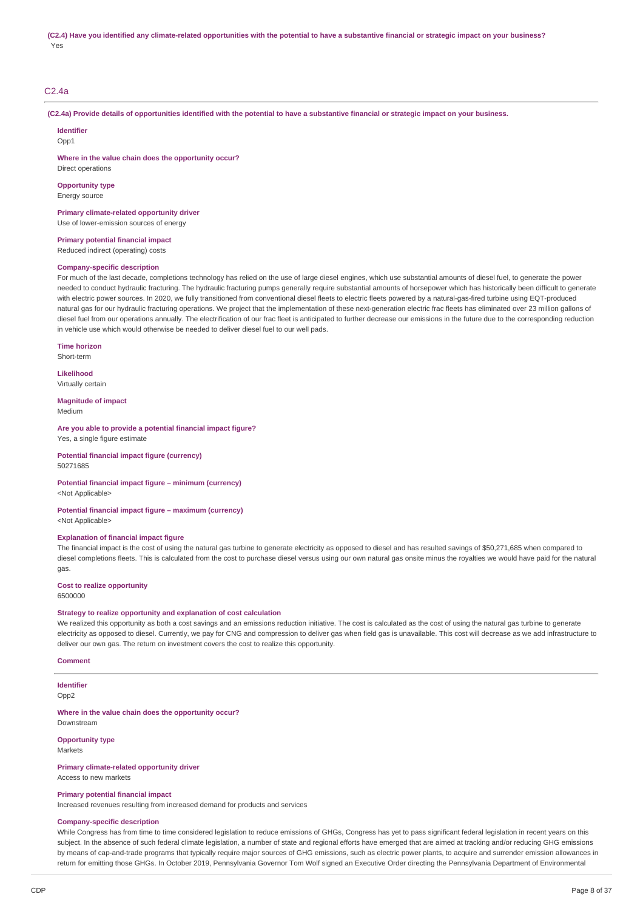**(C2.4) Have you identified any climate-related opportunities with the potential to have a substantive financial or strategic impact on your business?**

Yes

## C2.4a

**(C2.4a) Provide details of opportunities identified with the potential to have a substantive financial or strategic impact on your business.**

**Identifier**

Opp1

**Where in the value chain does the opportunity occur?**

Direct operations

**Opportunity type**

Energy source

**Primary climate-related opportunity driver**

Use of lower-emission sources of energy

**Primary potential financial impact**

Reduced indirect (operating) costs

**Company-specific description**

For much of the last decade, completions technology has relied on the use of large diesel engines, which use substantial amounts of diesel fuel, to generate the power needed to conduct hydraulic fracturing. The hydraulic fracturing pumps generally require substantial amounts of horsepower which has historically been difficult to generate with electric power sources. In 2020, we fully transitioned from conventional diesel fleets to electric fleets powered by a natural-gas-fired turbine using EQT-produced natural gas for our hydraulic fracturing operations. We project that the implementation of these next-generation electric frac fleets has eliminated over 23 million gallons of diesel fuel from our operations annually. The electrification of our frac fleet is anticipated to further decrease our emissions in the future due to the corresponding reduction in vehicle use which would otherwise be needed to deliver diesel fuel to our well pads.

**Time horizon**

Short-term

**Likelihood**

Virtually certain

**Magnitude of impact**

Medium

**Are you able to provide a potential financial impact figure?**

Yes, a single figure estimate

**Potential financial impact figure (currency)**

50271685

**Potential financial impact figure – minimum (currency)**

<Not Applicable>

**Potential financial impact figure – maximum (currency)**

<Not Applicable>

**Explanation of financial impact figure**

The financial impact is the cost of using the natural gas turbine to generate electricity as opposed to diesel and has resulted savings of $50,271,685 when compared to diesel completions fleets. This is calculated from the cost to purchase diesel versus using our own natural gas onsite minus the royalties we would have paid for the natural gas.

**Cost to realize opportunity**

6500000

**Strategy to realize opportunity and explanation of cost calculation**

We realized this opportunity as both a cost savings and an emissions reduction initiative. The cost is calculated as the cost of using the natural gas turbine to generate electricity as opposed to diesel. Currently, we pay for CNG and compression to deliver gas when field gas is unavailable. This cost will decrease as we add infrastructure to deliver our own gas. The return on investment covers the cost to realize this opportunity.

**Comment**

---

**Identifier**

Opp2

**Where in the value chain does the opportunity occur?**

Downstream

**Opportunity type**

Markets

**Primary climate-related opportunity driver**

Access to new markets

**Primary potential financial impact**

Increased revenues resulting from increased demand for products and services

**Company-specific description**

While Congress has from time to time considered legislation to reduce emissions of GHGs, Congress has yet to pass significant federal legislation in recent years on this subject. In the absence of such federal climate legislation, a number of state and regional efforts have emerged that are aimed at tracking and/or reducing GHG emissions by means of cap-and-trade programs that typically require major sources of GHG emissions, such as electric power plants, to acquire and surrender emission allowances in return for emitting those GHGs. In October 2019, Pennsylvania Governor Tom Wolf signed an Executive Order directing the Pennsylvania Department of Environmental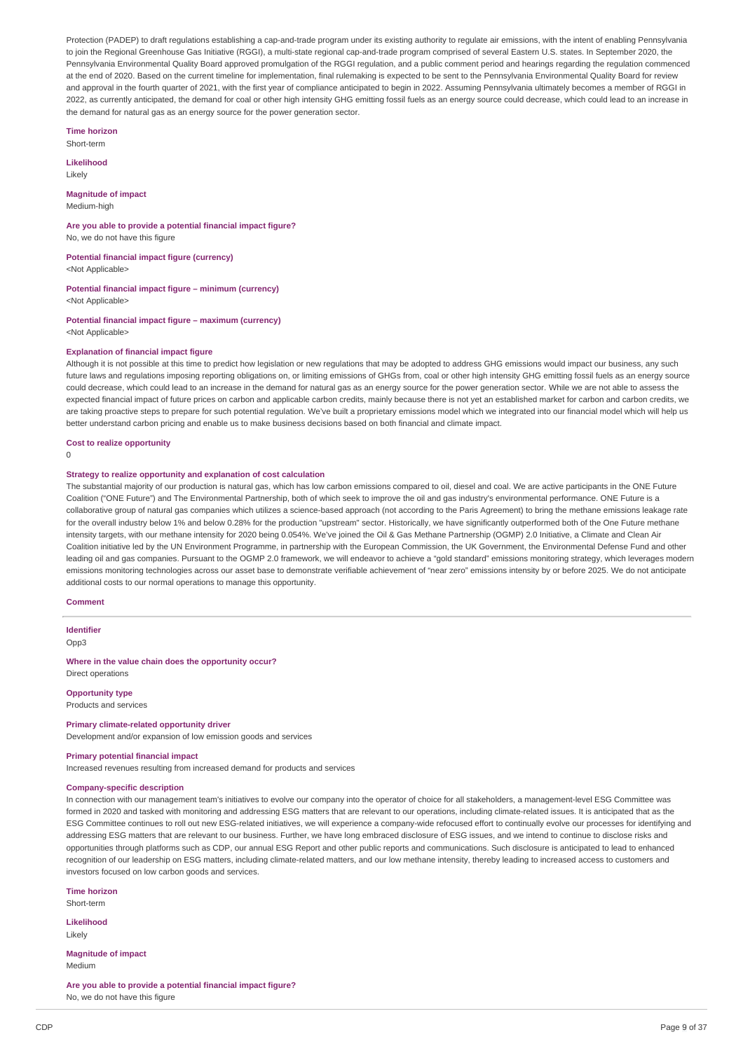Protection (PADEP) to draft regulations establishing a cap-and-trade program under its existing authority to regulate air emissions, with the intent of enabling Pennsylvania to join the Regional Greenhouse Gas Initiative (RGGI), a multi-state regional cap-and-trade program comprised of several Eastern U.S. states. In September 2020, the Pennsylvania Environmental Quality Board approved promulgation of the RGGI regulation, and a public comment period and hearings regarding the regulation commenced at the end of 2020. Based on the current timeline for implementation, final rulemaking is expected to be sent to the Pennsylvania Environmental Quality Board for review and approval in the fourth quarter of 2021, with the first year of compliance anticipated to begin in 2022. Assuming Pennsylvania ultimately becomes a member of RGGI in 2022, as currently anticipated, the demand for coal or other high intensity GHG emitting fossil fuels as an energy source could decrease, which could lead to an increase in the demand for natural gas as an energy source for the power generation sector.

**Time horizon**
Short-term

**Likelihood**
Likely

**Magnitude of impact**
Medium-high

**Are you able to provide a potential financial impact figure?**
No, we do not have this figure

**Potential financial impact figure (currency)**
<Not Applicable>

**Potential financial impact figure – minimum (currency)**
<Not Applicable>

**Potential financial impact figure – maximum (currency)**
<Not Applicable>

**Explanation of financial impact figure**
Although it is not possible at this time to predict how legislation or new regulations that may be adopted to address GHG emissions would impact our business, any such future laws and regulations imposing reporting obligations on, or limiting emissions of GHGs from, coal or other high intensity GHG emitting fossil fuels as an energy source could decrease, which could lead to an increase in the demand for natural gas as an energy source for the power generation sector. While we are not able to assess the expected financial impact of future prices on carbon and applicable carbon credits, mainly because there is not yet an established market for carbon and carbon credits, we are taking proactive steps to prepare for such potential regulation. We've built a proprietary emissions model which we integrated into our financial model which will help us better understand carbon pricing and enable us to make business decisions based on both financial and climate impact.

**Cost to realize opportunity**
0

**Strategy to realize opportunity and explanation of cost calculation**
The substantial majority of our production is natural gas, which has low carbon emissions compared to oil, diesel and coal. We are active participants in the ONE Future Coalition ("ONE Future") and The Environmental Partnership, both of which seek to improve the oil and gas industry's environmental performance. ONE Future is a collaborative group of natural gas companies which utilizes a science-based approach (not according to the Paris Agreement) to bring the methane emissions leakage rate for the overall industry below 1% and below 0.28% for the production "upstream" sector. Historically, we have significantly outperformed both of the One Future methane intensity targets, with our methane intensity for 2020 being 0.054%. We've joined the Oil & Gas Methane Partnership (OGMP) 2.0 Initiative, a Climate and Clean Air Coalition initiative led by the UN Environment Programme, in partnership with the European Commission, the UK Government, the Environmental Defense Fund and other leading oil and gas companies. Pursuant to the OGMP 2.0 framework, we will endeavor to achieve a "gold standard" emissions monitoring strategy, which leverages modern emissions monitoring technologies across our asset base to demonstrate verifiable achievement of "near zero" emissions intensity by or before 2025. We do not anticipate additional costs to our normal operations to manage this opportunity.

**Comment**

---

**Identifier**
Opp3

**Where in the value chain does the opportunity occur?**
Direct operations

**Opportunity type**
Products and services

**Primary climate-related opportunity driver**
Development and/or expansion of low emission goods and services

**Primary potential financial impact**
Increased revenues resulting from increased demand for products and services

**Company-specific description**
In connection with our management team's initiatives to evolve our company into the operator of choice for all stakeholders, a management-level ESG Committee was formed in 2020 and tasked with monitoring and addressing ESG matters that are relevant to our operations, including climate-related issues. It is anticipated that as the ESG Committee continues to roll out new ESG-related initiatives, we will experience a company-wide refocused effort to continually evolve our processes for identifying and addressing ESG matters that are relevant to our business. Further, we have long embraced disclosure of ESG issues, and we intend to continue to disclose risks and opportunities through platforms such as CDP, our annual ESG Report and other public reports and communications. Such disclosure is anticipated to lead to enhanced recognition of our leadership on ESG matters, including climate-related matters, and our low methane intensity, thereby leading to increased access to customers and investors focused on low carbon goods and services.

**Time horizon**
Short-term

**Likelihood**
Likely

**Magnitude of impact**
Medium

**Are you able to provide a potential financial impact figure?**
No, we do not have this figure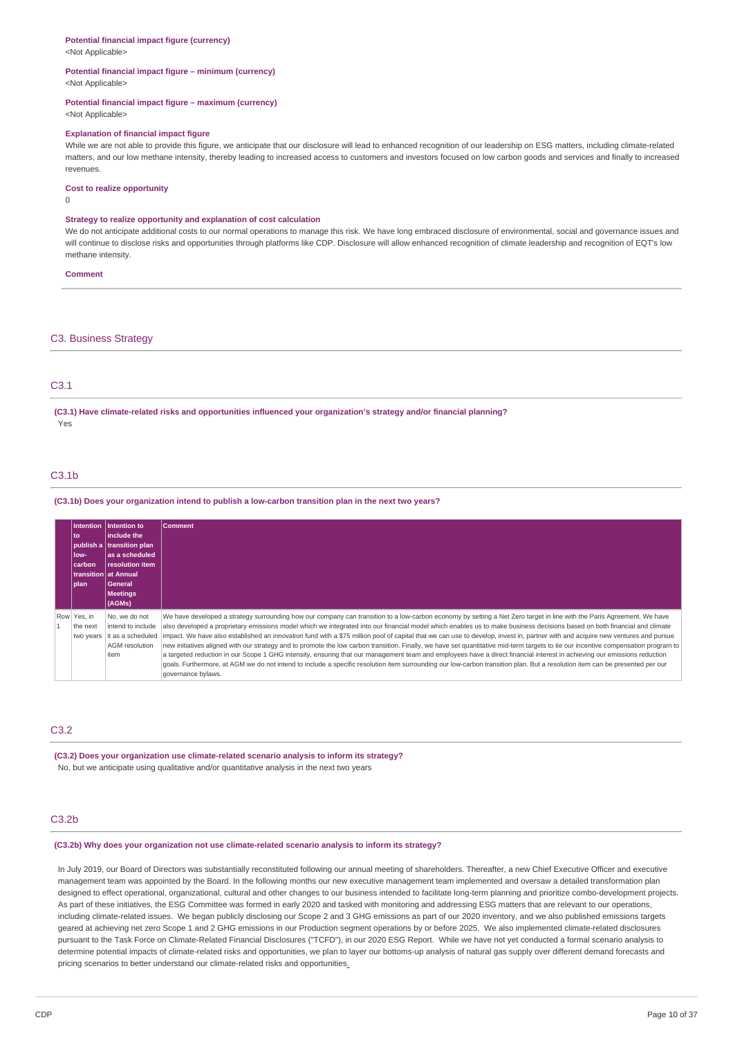**Potential financial impact figure (currency)**
<Not Applicable>

**Potential financial impact figure – minimum (currency)**
<Not Applicable>

**Potential financial impact figure – maximum (currency)**
<Not Applicable>

**Explanation of financial impact figure**
While we are not able to provide this figure, we anticipate that our disclosure will lead to enhanced recognition of our leadership on ESG matters, including climate-related matters, and our low methane intensity, thereby leading to increased access to customers and investors focused on low carbon goods and services and finally to increased revenues.

**Cost to realize opportunity**
0

**Strategy to realize opportunity and explanation of cost calculation**
We do not anticipate additional costs to our normal operations to manage this risk. We have long embraced disclosure of environmental, social and governance issues and will continue to disclose risks and opportunities through platforms like CDP. Disclosure will allow enhanced recognition of climate leadership and recognition of EQT's low methane intensity.

**Comment**

## C3. Business Strategy

### C3.1

**(C3.1) Have climate-related risks and opportunities influenced your organization's strategy and/or financial planning?**
Yes

### C3.1b

**(C3.1b) Does your organization intend to publish a low-carbon transition plan in the next two years?**

| | Intention to publish a low-carbon transition plan | Intention to include the transition plan as a scheduled resolution item at Annual General Meetings (AGMs) | Comment |
|---|---|---|---|
| Row 1 | Yes, in the next two years | No, we do not intend to include it as a scheduled AGM resolution item | We have developed a strategy surrounding how our company can transition to a low-carbon economy by setting a Net Zero target in line with the Paris Agreement. We have also developed a proprietary emissions model which we integrated into our financial model which enables us to make business decisions based on both financial and climate impact. We have also established an innovation fund with a $75 million pool of capital that we can use to develop, invest in, partner with and acquire new ventures and pursue new initiatives aligned with our strategy and to promote the low carbon transition. Finally, we have set quantitative mid-term targets to tie our incentive compensation program to a targeted reduction in our Scope 1 GHG intensity, ensuring that our management team and employees have a direct financial interest in achieving our emissions reduction goals. Furthermore, at AGM we do not intend to include a specific resolution item surrounding our low-carbon transition plan. But a resolution item can be presented per our governance bylaws. |

### C3.2

**(C3.2) Does your organization use climate-related scenario analysis to inform its strategy?**
No, but we anticipate using qualitative and/or quantitative analysis in the next two years

### C3.2b

**(C3.2b) Why does your organization not use climate-related scenario analysis to inform its strategy?**

In July 2019, our Board of Directors was substantially reconstituted following our annual meeting of shareholders. Thereafter, a new Chief Executive Officer and executive management team was appointed by the Board. In the following months our new executive management team implemented and oversaw a detailed transformation plan designed to effect operational, organizational, cultural and other changes to our business intended to facilitate long-term planning and prioritize combo-development projects. As part of these initiatives, the ESG Committee was formed in early 2020 and tasked with monitoring and addressing ESG matters that are relevant to our operations, including climate-related issues. We began publicly disclosing our Scope 2 and 3 GHG emissions as part of our 2020 inventory, and we also published emissions targets geared at achieving net zero Scope 1 and 2 GHG emissions in our Production segment operations by or before 2025. We also implemented climate-related disclosures pursuant to the Task Force on Climate-Related Financial Disclosures ("TCFD"), in our 2020 ESG Report. While we have not yet conducted a formal scenario analysis to determine potential impacts of climate-related risks and opportunities, we plan to layer our bottoms-up analysis of natural gas supply over different demand forecasts and pricing scenarios to better understand our climate-related risks and opportunities.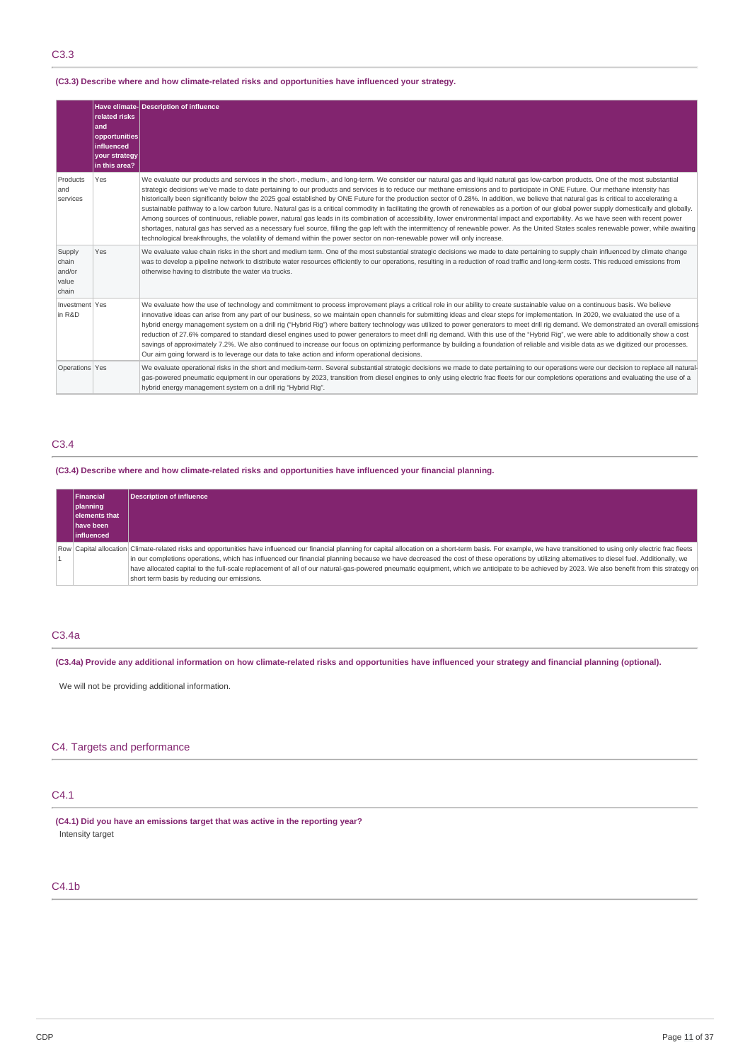## C3.3

**(C3.3) Describe where and how climate-related risks and opportunities have influenced your strategy.**

| | Have climate-related risks and opportunities influenced your strategy in this area? | Description of influence |
|---|---|---|
| Products and services | Yes | We evaluate our products and services in the short-, medium-, and long-term. We consider our natural gas and liquid natural gas low-carbon products. One of the most substantial strategic decisions we've made to date pertaining to our products and services is to reduce our methane emissions and to participate in ONE Future. Our methane intensity has historically been significantly below the 2025 goal established by ONE Future for the production sector of 0.28%. In addition, we believe that natural gas is critical to accelerating a sustainable pathway to a low carbon future. Natural gas is a critical commodity in facilitating the growth of renewables as a portion of our global power supply domestically and globally. Among sources of continuous, reliable power, natural gas leads in its combination of accessibility, lower environmental impact and exportability. As we have seen with recent power shortages, natural gas has served as a necessary fuel source, filling the gap left with the intermittency of renewable power. As the United States scales renewable power, while awaiting technological breakthroughs, the volatility of demand within the power sector on non-renewable power will only increase. |
| Supply chain and/or value chain | Yes | We evaluate value chain risks in the short and medium term. One of the most substantial strategic decisions we made to date pertaining to supply chain influenced by climate change was to develop a pipeline network to distribute water resources efficiently to our operations, resulting in a reduction of road traffic and long-term costs. This reduced emissions from otherwise having to distribute the water via trucks. |
| Investment in R&D | Yes | We evaluate how the use of technology and commitment to process improvement plays a critical role in our ability to create sustainable value on a continuous basis. We believe innovative ideas can arise from any part of our business, so we maintain open channels for submitting ideas and clear steps for implementation. In 2020, we evaluated the use of a hybrid energy management system on a drill rig ("Hybrid Rig") where battery technology was utilized to power generators to meet drill rig demand. We demonstrated an overall emissions reduction of 27.6% compared to standard diesel engines used to power generators to meet drill rig demand. With this use of the "Hybrid Rig", we were able to additionally show a cost savings of approximately 7.2%. We also continued to increase our focus on optimizing performance by building a foundation of reliable and visible data as we digitized our processes. Our aim going forward is to leverage our data to take action and inform operational decisions. |
| Operations | Yes | We evaluate operational risks in the short and medium-term. Several substantial strategic decisions we made to date pertaining to our operations were our decision to replace all natural-gas-powered pneumatic equipment in our operations by 2023, transition from diesel engines to only using electric frac fleets for our completions operations and evaluating the use of a hybrid energy management system on a drill rig "Hybrid Rig". |

## C3.4

**(C3.4) Describe where and how climate-related risks and opportunities have influenced your financial planning.**

| | Financial planning elements that have been influenced | Description of influence |
|---|---|---|
| Row 1 | Capital allocation | Climate-related risks and opportunities have influenced our financial planning for capital allocation on a short-term basis. For example, we have transitioned to using only electric frac fleets in our completions operations, which has influenced our financial planning because we have decreased the cost of these operations by utilizing alternatives to diesel fuel. Additionally, we have allocated capital to the full-scale replacement of all of our natural-gas-powered pneumatic equipment, which we anticipate to be achieved by 2023. We also benefit from this strategy on short term basis by reducing our emissions. |

## C3.4a

**(C3.4a) Provide any additional information on how climate-related risks and opportunities have influenced your strategy and financial planning (optional).**

We will not be providing additional information.

# C4. Targets and performance

## C4.1

**(C4.1) Did you have an emissions target that was active in the reporting year?**

Intensity target

## C4.1b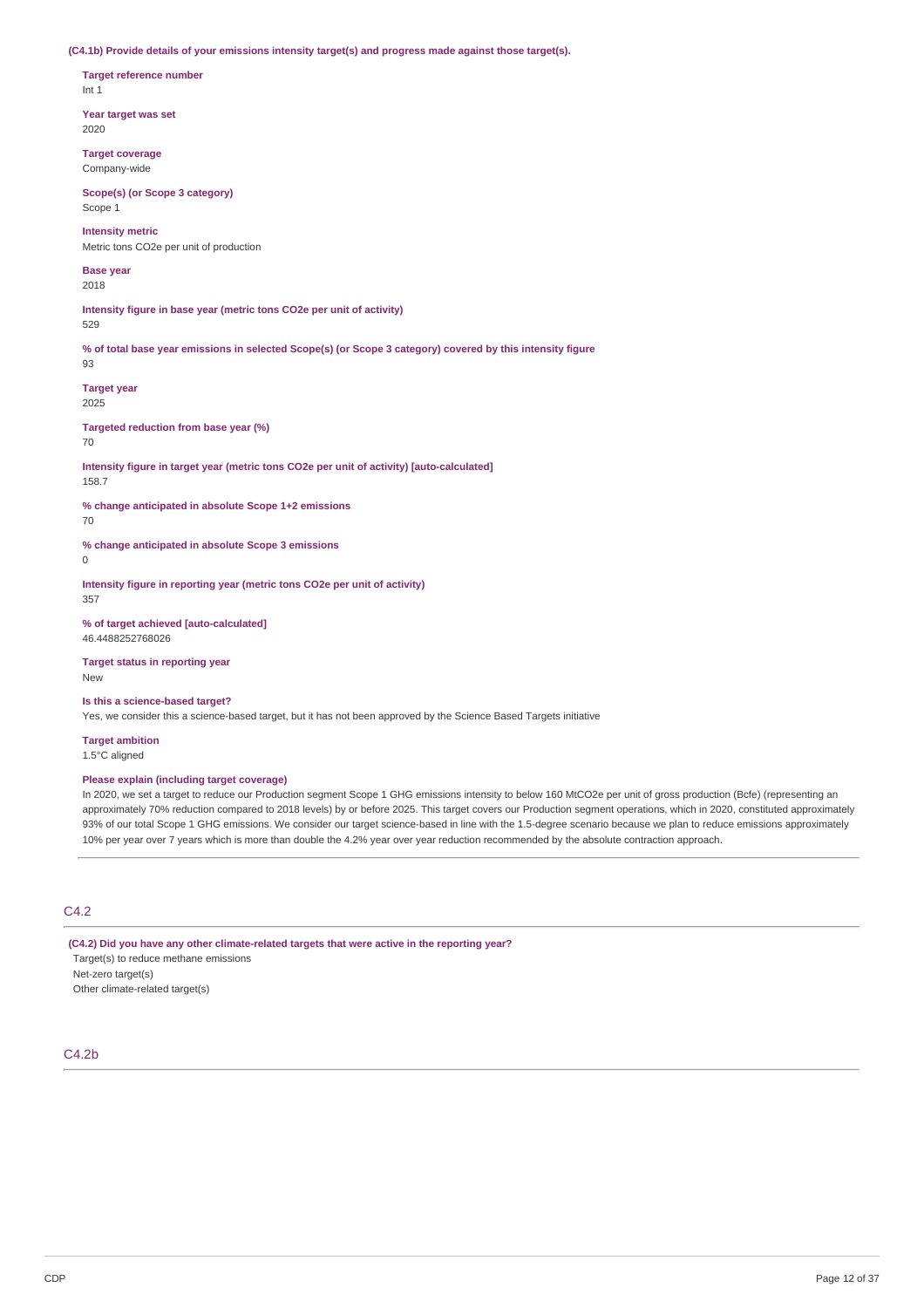**(C4.1b) Provide details of your emissions intensity target(s) and progress made against those target(s).**

**Target reference number**
Int 1

**Year target was set**
2020

**Target coverage**
Company-wide

**Scope(s) (or Scope 3 category)**
Scope 1

**Intensity metric**
Metric tons CO2e per unit of production

**Base year**
2018

**Intensity figure in base year (metric tons CO2e per unit of activity)**
529

**% of total base year emissions in selected Scope(s) (or Scope 3 category) covered by this intensity figure**
93

**Target year**
2025

**Targeted reduction from base year (%)**
70

**Intensity figure in target year (metric tons CO2e per unit of activity) [auto-calculated]**
158.7

**% change anticipated in absolute Scope 1+2 emissions**
70

**% change anticipated in absolute Scope 3 emissions**
0

**Intensity figure in reporting year (metric tons CO2e per unit of activity)**
357

**% of target achieved [auto-calculated]**
46.4488252768026

**Target status in reporting year**
New

**Is this a science-based target?**
Yes, we consider this a science-based target, but it has not been approved by the Science Based Targets initiative

**Target ambition**
1.5°C aligned

**Please explain (including target coverage)**
In 2020, we set a target to reduce our Production segment Scope 1 GHG emissions intensity to below 160 MtCO2e per unit of gross production (Bcfe) (representing an approximately 70% reduction compared to 2018 levels) by or before 2025. This target covers our Production segment operations, which in 2020, constituted approximately 93% of our total Scope 1 GHG emissions. We consider our target science-based in line with the 1.5-degree scenario because we plan to reduce emissions approximately 10% per year over 7 years which is more than double the 4.2% year over year reduction recommended by the absolute contraction approach.

## C4.2

**(C4.2) Did you have any other climate-related targets that were active in the reporting year?**
Target(s) to reduce methane emissions
Net-zero target(s)
Other climate-related target(s)

## C4.2b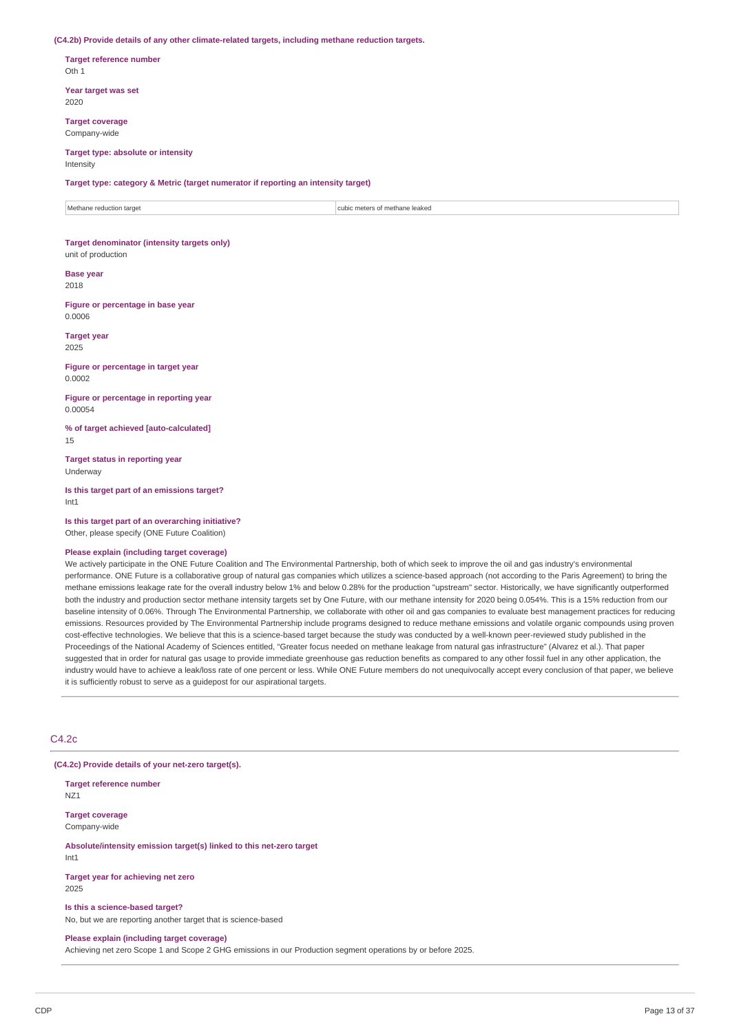**(C4.2b) Provide details of any other climate-related targets, including methane reduction targets.**

**Target reference number**
Oth 1

**Year target was set**
2020

**Target coverage**
Company-wide

**Target type: absolute or intensity**
Intensity

**Target type: category & Metric (target numerator if reporting an intensity target)**

| Methane reduction target | cubic meters of methane leaked |
|---|---|

**Target denominator (intensity targets only)**
unit of production

**Base year**
2018

**Figure or percentage in base year**
0.0006

**Target year**
2025

**Figure or percentage in target year**
0.0002

**Figure or percentage in reporting year**
0.00054

**% of target achieved [auto-calculated]**
15

**Target status in reporting year**
Underway

**Is this target part of an emissions target?**
Int1

**Is this target part of an overarching initiative?**
Other, please specify (ONE Future Coalition)

**Please explain (including target coverage)**
We actively participate in the ONE Future Coalition and The Environmental Partnership, both of which seek to improve the oil and gas industry's environmental performance. ONE Future is a collaborative group of natural gas companies which utilizes a science-based approach (not according to the Paris Agreement) to bring the methane emissions leakage rate for the overall industry below 1% and below 0.28% for the production "upstream" sector. Historically, we have significantly outperformed both the industry and production sector methane intensity targets set by One Future, with our methane intensity for 2020 being 0.054%. This is a 15% reduction from our baseline intensity of 0.06%. Through The Environmental Partnership, we collaborate with other oil and gas companies to evaluate best management practices for reducing emissions. Resources provided by The Environmental Partnership include programs designed to reduce methane emissions and volatile organic compounds using proven cost-effective technologies. We believe that this is a science-based target because the study was conducted by a well-known peer-reviewed study published in the Proceedings of the National Academy of Sciences entitled, "Greater focus needed on methane leakage from natural gas infrastructure" (Alvarez et al.). That paper suggested that in order for natural gas usage to provide immediate greenhouse gas reduction benefits as compared to any other fossil fuel in any other application, the industry would have to achieve a leak/loss rate of one percent or less. While ONE Future members do not unequivocally accept every conclusion of that paper, we believe it is sufficiently robust to serve as a guidepost for our aspirational targets.

## C4.2c

**(C4.2c) Provide details of your net-zero target(s).**

**Target reference number**
NZ1

**Target coverage**
Company-wide

**Absolute/intensity emission target(s) linked to this net-zero target**
Int1

**Target year for achieving net zero**
2025

**Is this a science-based target?**
No, but we are reporting another target that is science-based

**Please explain (including target coverage)**
Achieving net zero Scope 1 and Scope 2 GHG emissions in our Production segment operations by or before 2025.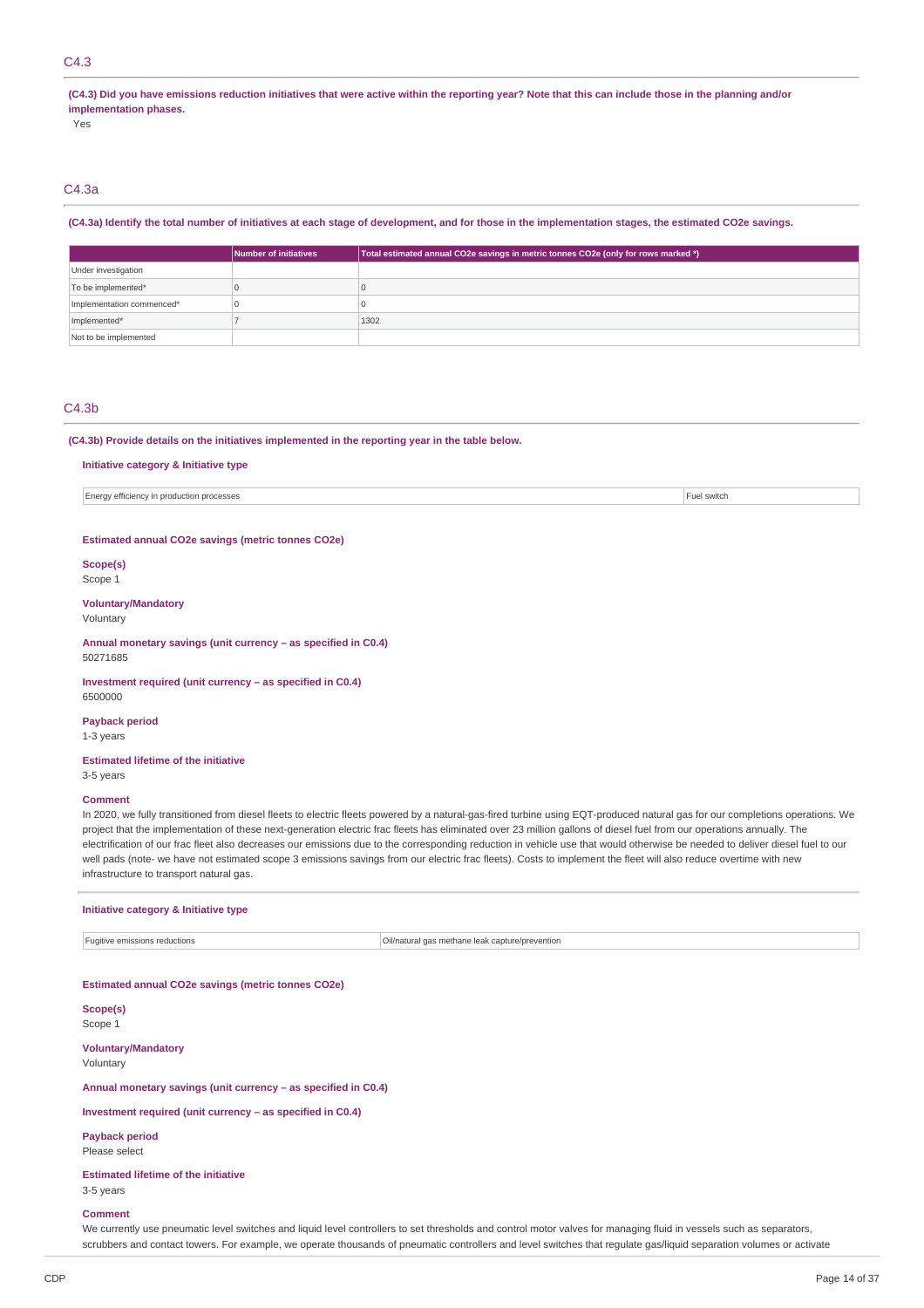## C4.3

**(C4.3) Did you have emissions reduction initiatives that were active within the reporting year? Note that this can include those in the planning and/or implementation phases.**

Yes

## C4.3a

**(C4.3a) Identify the total number of initiatives at each stage of development, and for those in the implementation stages, the estimated CO2e savings.**

| | Number of initiatives | Total estimated annual CO2e savings in metric tonnes CO2e (only for rows marked *) |
|---|---|---|
| Under investigation | | |
| To be implemented* | 0 | 0 |
| Implementation commenced* | 0 | 0 |
| Implemented* | 7 | 1302 |
| Not to be implemented | | |

## C4.3b

**(C4.3b) Provide details on the initiatives implemented in the reporting year in the table below.**

**Initiative category & Initiative type**

| | |
|---|---|
| Energy efficiency in production processes | Fuel switch |

**Estimated annual CO2e savings (metric tonnes CO2e)**

**Scope(s)**

Scope 1

**Voluntary/Mandatory**

Voluntary

**Annual monetary savings (unit currency – as specified in C0.4)**

50271685

**Investment required (unit currency – as specified in C0.4)**

6500000

**Payback period**

1-3 years

**Estimated lifetime of the initiative**

3-5 years

**Comment**

In 2020, we fully transitioned from diesel fleets to electric fleets powered by a natural-gas-fired turbine using EQT-produced natural gas for our completions operations. We project that the implementation of these next-generation electric frac fleets has eliminated over 23 million gallons of diesel fuel from our operations annually. The electrification of our frac fleet also decreases our emissions due to the corresponding reduction in vehicle use that would otherwise be needed to deliver diesel fuel to our well pads (note- we have not estimated scope 3 emissions savings from our electric frac fleets). Costs to implement the fleet will also reduce overtime with new infrastructure to transport natural gas.

**Initiative category & Initiative type**

| | |
|---|---|
| Fugitive emissions reductions | Oil/natural gas methane leak capture/prevention |

**Estimated annual CO2e savings (metric tonnes CO2e)**

**Scope(s)**

Scope 1

**Voluntary/Mandatory**

Voluntary

**Annual monetary savings (unit currency – as specified in C0.4)**

**Investment required (unit currency – as specified in C0.4)**

**Payback period**

Please select

**Estimated lifetime of the initiative**

3-5 years

**Comment**

We currently use pneumatic level switches and liquid level controllers to set thresholds and control motor valves for managing fluid in vessels such as separators, scrubbers and contact towers. For example, we operate thousands of pneumatic controllers and level switches that regulate gas/liquid separation volumes or activate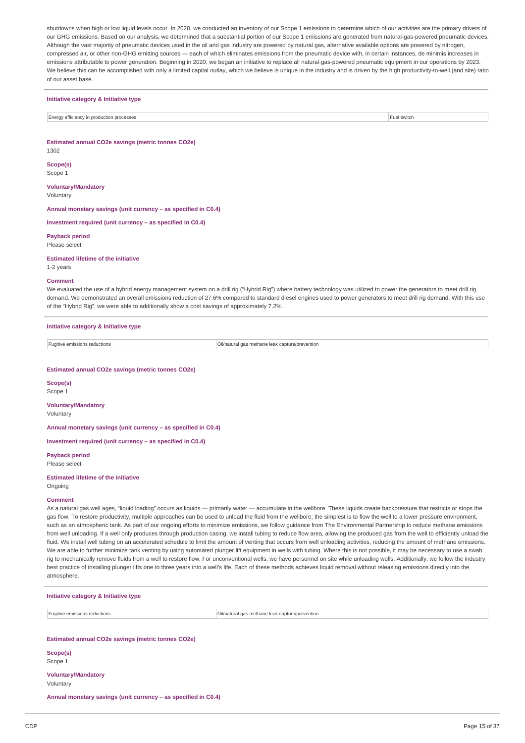shutdowns when high or low liquid levels occur. In 2020, we conducted an inventory of our Scope 1 emissions to determine which of our activities are the primary drivers of our GHG emissions. Based on our analysis, we determined that a substantial portion of our Scope 1 emissions are generated from natural-gas-powered pneumatic devices. Although the vast majority of pneumatic devices used in the oil and gas industry are powered by natural gas, alternative available options are powered by nitrogen, compressed air, or other non-GHG emitting sources — each of which eliminates emissions from the pneumatic device with, in certain instances, de minimis increases in emissions attributable to power generation. Beginning in 2020, we began an initiative to replace all natural-gas-powered pneumatic equipment in our operations by 2023. We believe this can be accomplished with only a limited capital outlay, which we believe is unique in the industry and is driven by the high productivity-to-well (and site) ratio of our asset base.

**Initiative category & Initiative type**

| Energy efficiency in production processes | Fuel switch |
|---|---|

**Estimated annual CO2e savings (metric tonnes CO2e)**
1302

**Scope(s)**
Scope 1

**Voluntary/Mandatory**
Voluntary

**Annual monetary savings (unit currency – as specified in C0.4)**

**Investment required (unit currency – as specified in C0.4)**

**Payback period**
Please select

**Estimated lifetime of the initiative**
1-2 years

**Comment**
We evaluated the use of a hybrid energy management system on a drill rig ("Hybrid Rig") where battery technology was utilized to power the generators to meet drill rig demand. We demonstrated an overall emissions reduction of 27.6% compared to standard diesel engines used to power generators to meet drill rig demand. With this use of the "Hybrid Rig", we were able to additionally show a cost savings of approximately 7.2%.

**Initiative category & Initiative type**

| Fugitive emissions reductions | Oil/natural gas methane leak capture/prevention |
|---|---|

**Estimated annual CO2e savings (metric tonnes CO2e)**

**Scope(s)**
Scope 1

**Voluntary/Mandatory**
Voluntary

**Annual monetary savings (unit currency – as specified in C0.4)**

**Investment required (unit currency – as specified in C0.4)**

**Payback period**
Please select

**Estimated lifetime of the initiative**
Ongoing

**Comment**
As a natural gas well ages, "liquid loading" occurs as liquids — primarily water — accumulate in the wellbore. These liquids create backpressure that restricts or stops the gas flow. To restore productivity, multiple approaches can be used to unload the fluid from the wellbore; the simplest is to flow the well to a lower pressure environment, such as an atmospheric tank. As part of our ongoing efforts to minimize emissions, we follow guidance from The Environmental Partnership to reduce methane emissions from well unloading. If a well only produces through production casing, we install tubing to reduce flow area, allowing the produced gas from the well to efficiently unload the fluid. We install well tubing on an accelerated schedule to limit the amount of venting that occurs from well unloading activities, reducing the amount of methane emissions. We are able to further minimize tank venting by using automated plunger lift equipment in wells with tubing. Where this is not possible, it may be necessary to use a swab rig to mechanically remove fluids from a well to restore flow. For unconventional wells, we have personnel on site while unloading wells. Additionally, we follow the industry best practice of installing plunger lifts one to three years into a well's life. Each of these methods achieves liquid removal without releasing emissions directly into the atmosphere.

**Initiative category & Initiative type**

| Fugitive emissions reductions | Oil/natural gas methane leak capture/prevention |
|---|---|

**Estimated annual CO2e savings (metric tonnes CO2e)**

**Scope(s)**
Scope 1

**Voluntary/Mandatory**
Voluntary

**Annual monetary savings (unit currency – as specified in C0.4)**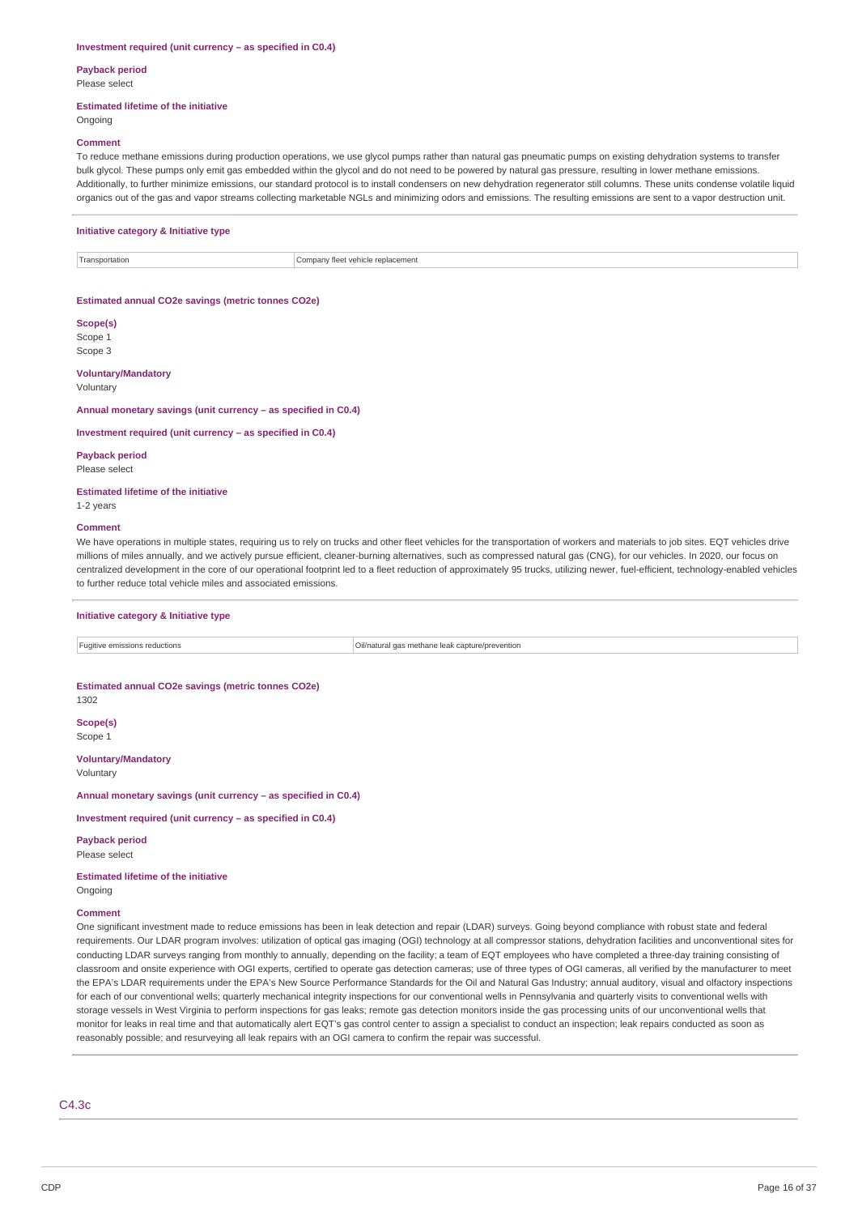**Investment required (unit currency – as specified in C0.4)**

**Payback period**
Please select

**Estimated lifetime of the initiative**
Ongoing

**Comment**
To reduce methane emissions during production operations, we use glycol pumps rather than natural gas pneumatic pumps on existing dehydration systems to transfer bulk glycol. These pumps only emit gas embedded within the glycol and do not need to be powered by natural gas pressure, resulting in lower methane emissions. Additionally, to further minimize emissions, our standard protocol is to install condensers on new dehydration regenerator still columns. These units condense volatile liquid organics out of the gas and vapor streams collecting marketable NGLs and minimizing odors and emissions. The resulting emissions are sent to a vapor destruction unit.

---

**Initiative category & Initiative type**

| | |
|---|---|
| Transportation | Company fleet vehicle replacement |

**Estimated annual CO2e savings (metric tonnes CO2e)**

**Scope(s)**
Scope 1
Scope 3

**Voluntary/Mandatory**
Voluntary

**Annual monetary savings (unit currency – as specified in C0.4)**

**Investment required (unit currency – as specified in C0.4)**

**Payback period**
Please select

**Estimated lifetime of the initiative**
1-2 years

**Comment**
We have operations in multiple states, requiring us to rely on trucks and other fleet vehicles for the transportation of workers and materials to job sites. EQT vehicles drive millions of miles annually, and we actively pursue efficient, cleaner-burning alternatives, such as compressed natural gas (CNG), for our vehicles. In 2020, our focus on centralized development in the core of our operational footprint led to a fleet reduction of approximately 95 trucks, utilizing newer, fuel-efficient, technology-enabled vehicles to further reduce total vehicle miles and associated emissions.

---

**Initiative category & Initiative type**

| | |
|---|---|
| Fugitive emissions reductions | Oil/natural gas methane leak capture/prevention |

**Estimated annual CO2e savings (metric tonnes CO2e)**
1302

**Scope(s)**
Scope 1

**Voluntary/Mandatory**
Voluntary

**Annual monetary savings (unit currency – as specified in C0.4)**

**Investment required (unit currency – as specified in C0.4)**

**Payback period**
Please select

**Estimated lifetime of the initiative**
Ongoing

**Comment**
One significant investment made to reduce emissions has been in leak detection and repair (LDAR) surveys. Going beyond compliance with robust state and federal requirements. Our LDAR program involves: utilization of optical gas imaging (OGI) technology at all compressor stations, dehydration facilities and unconventional sites for conducting LDAR surveys ranging from monthly to annually, depending on the facility; a team of EQT employees who have completed a three-day training consisting of classroom and onsite experience with OGI experts, certified to operate gas detection cameras; use of three types of OGI cameras, all verified by the manufacturer to meet the EPA's LDAR requirements under the EPA's New Source Performance Standards for the Oil and Natural Gas Industry; annual auditory, visual and olfactory inspections for each of our conventional wells; quarterly mechanical integrity inspections for our conventional wells in Pennsylvania and quarterly visits to conventional wells with storage vessels in West Virginia to perform inspections for gas leaks; remote gas detection monitors inside the gas processing units of our unconventional wells that monitor for leaks in real time and that automatically alert EQT's gas control center to assign a specialist to conduct an inspection; leak repairs conducted as soon as reasonably possible; and resurveying all leak repairs with an OGI camera to confirm the repair was successful.

---

## C4.3c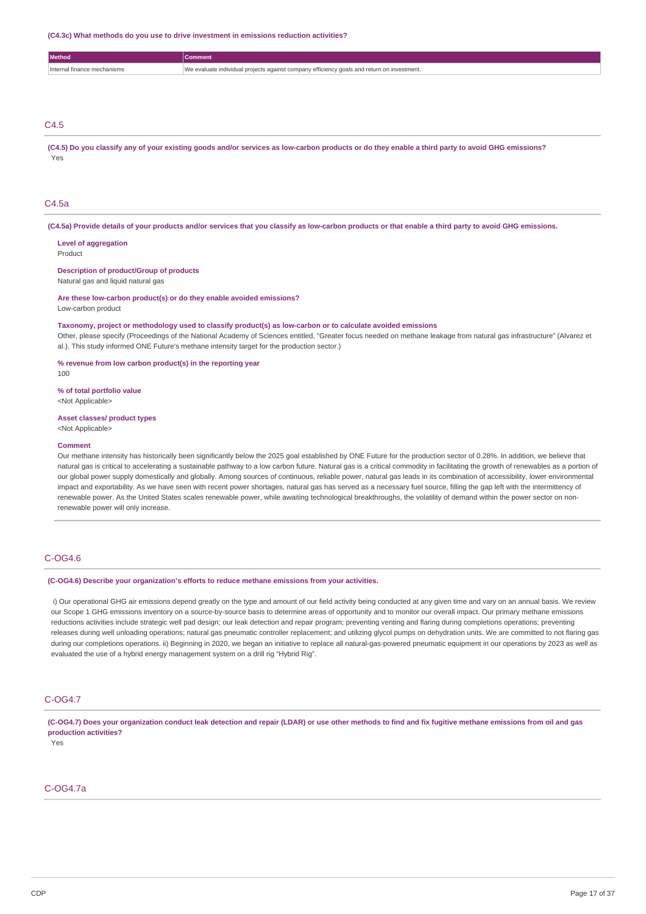**(C4.3c) What methods do you use to drive investment in emissions reduction activities?**

| Method | Comment |
| --- | --- |
| Internal finance mechanisms | We evaluate individual projects against company efficiency goals and return on investment. |

## C4.5

**(C4.5) Do you classify any of your existing goods and/or services as low-carbon products or do they enable a third party to avoid GHG emissions?**

Yes

## C4.5a

**(C4.5a) Provide details of your products and/or services that you classify as low-carbon products or that enable a third party to avoid GHG emissions.**

**Level of aggregation**
Product

**Description of product/Group of products**
Natural gas and liquid natural gas

**Are these low-carbon product(s) or do they enable avoided emissions?**
Low-carbon product

**Taxonomy, project or methodology used to classify product(s) as low-carbon or to calculate avoided emissions**
Other, please specify (Proceedings of the National Academy of Sciences entitled, "Greater focus needed on methane leakage from natural gas infrastructure" (Alvarez et al.). This study informed ONE Future's methane intensity target for the production sector.)

**% revenue from low carbon product(s) in the reporting year**
100

**% of total portfolio value**
<Not Applicable>

**Asset classes/ product types**
<Not Applicable>

**Comment**
Our methane intensity has historically been significantly below the 2025 goal established by ONE Future for the production sector of 0.28%. In addition, we believe that natural gas is critical to accelerating a sustainable pathway to a low carbon future. Natural gas is a critical commodity in facilitating the growth of renewables as a portion of our global power supply domestically and globally. Among sources of continuous, reliable power, natural gas leads in its combination of accessibility, lower environmental impact and exportability. As we have seen with recent power shortages, natural gas has served as a necessary fuel source, filling the gap left with the intermittency of renewable power. As the United States scales renewable power, while awaiting technological breakthroughs, the volatility of demand within the power sector on non-renewable power will only increase.

## C-OG4.6

**(C-OG4.6) Describe your organization's efforts to reduce methane emissions from your activities.**

i) Our operational GHG air emissions depend greatly on the type and amount of our field activity being conducted at any given time and vary on an annual basis. We review our Scope 1 GHG emissions inventory on a source-by-source basis to determine areas of opportunity and to monitor our overall impact. Our primary methane emissions reductions activities include strategic well pad design; our leak detection and repair program; preventing venting and flaring during completions operations; preventing releases during well unloading operations; natural gas pneumatic controller replacement; and utilizing glycol pumps on dehydration units. We are committed to not flaring gas during our completions operations. ii) Beginning in 2020, we began an initiative to replace all natural-gas-powered pneumatic equipment in our operations by 2023 as well as evaluated the use of a hybrid energy management system on a drill rig "Hybrid Rig".

## C-OG4.7

**(C-OG4.7) Does your organization conduct leak detection and repair (LDAR) or use other methods to find and fix fugitive methane emissions from oil and gas production activities?**

Yes

## C-OG4.7a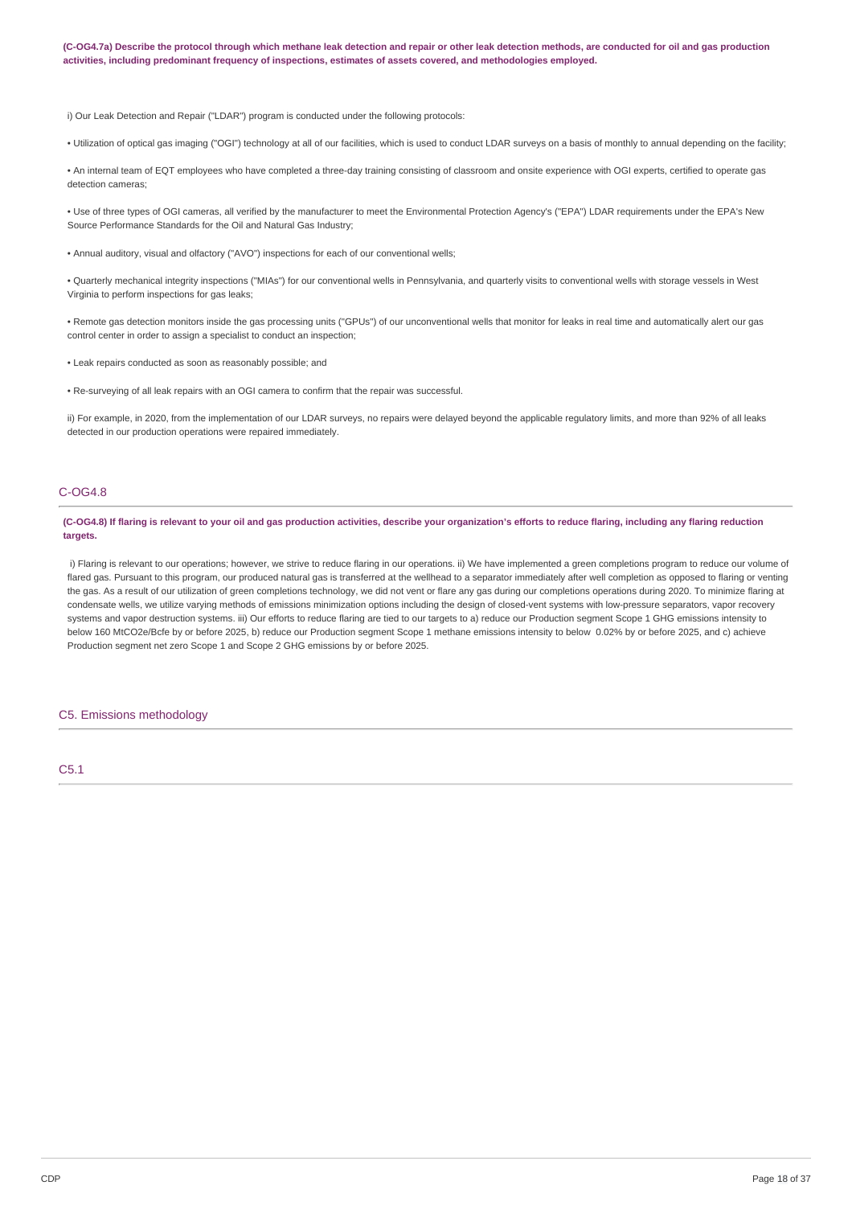**(C-OG4.7a) Describe the protocol through which methane leak detection and repair or other leak detection methods, are conducted for oil and gas production activities, including predominant frequency of inspections, estimates of assets covered, and methodologies employed.**

i) Our Leak Detection and Repair ("LDAR") program is conducted under the following protocols:

• Utilization of optical gas imaging ("OGI") technology at all of our facilities, which is used to conduct LDAR surveys on a basis of monthly to annual depending on the facility;

• An internal team of EQT employees who have completed a three-day training consisting of classroom and onsite experience with OGI experts, certified to operate gas detection cameras;

• Use of three types of OGI cameras, all verified by the manufacturer to meet the Environmental Protection Agency's ("EPA") LDAR requirements under the EPA's New Source Performance Standards for the Oil and Natural Gas Industry;

• Annual auditory, visual and olfactory ("AVO") inspections for each of our conventional wells;

• Quarterly mechanical integrity inspections ("MIAs") for our conventional wells in Pennsylvania, and quarterly visits to conventional wells with storage vessels in West Virginia to perform inspections for gas leaks;

• Remote gas detection monitors inside the gas processing units ("GPUs") of our unconventional wells that monitor for leaks in real time and automatically alert our gas control center in order to assign a specialist to conduct an inspection;

• Leak repairs conducted as soon as reasonably possible; and

• Re-surveying of all leak repairs with an OGI camera to confirm that the repair was successful.

ii) For example, in 2020, from the implementation of our LDAR surveys, no repairs were delayed beyond the applicable regulatory limits, and more than 92% of all leaks detected in our production operations were repaired immediately.

## C-OG4.8

**(C-OG4.8) If flaring is relevant to your oil and gas production activities, describe your organization's efforts to reduce flaring, including any flaring reduction targets.**

i) Flaring is relevant to our operations; however, we strive to reduce flaring in our operations. ii) We have implemented a green completions program to reduce our volume of flared gas. Pursuant to this program, our produced natural gas is transferred at the wellhead to a separator immediately after well completion as opposed to flaring or venting the gas. As a result of our utilization of green completions technology, we did not vent or flare any gas during our completions operations during 2020. To minimize flaring at condensate wells, we utilize varying methods of emissions minimization options including the design of closed-vent systems with low-pressure separators, vapor recovery systems and vapor destruction systems. iii) Our efforts to reduce flaring are tied to our targets to a) reduce our Production segment Scope 1 GHG emissions intensity to below 160 MtCO2e/Bcfe by or before 2025, b) reduce our Production segment Scope 1 methane emissions intensity to below 0.02% by or before 2025, and c) achieve Production segment net zero Scope 1 and Scope 2 GHG emissions by or before 2025.

# C5. Emissions methodology

## C5.1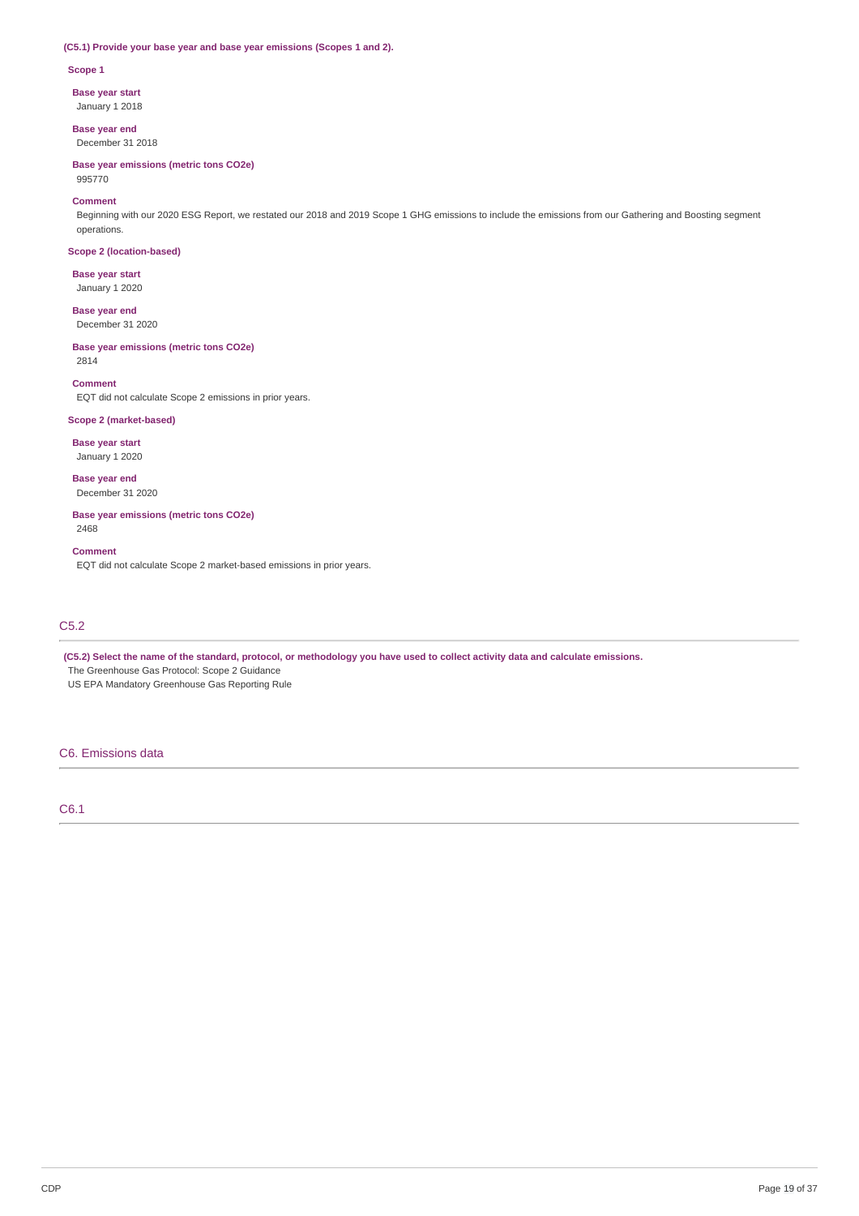**(C5.1) Provide your base year and base year emissions (Scopes 1 and 2).**

**Scope 1**

**Base year start**
January 1 2018

**Base year end**
December 31 2018

**Base year emissions (metric tons CO2e)**
995770

**Comment**
Beginning with our 2020 ESG Report, we restated our 2018 and 2019 Scope 1 GHG emissions to include the emissions from our Gathering and Boosting segment operations.

**Scope 2 (location-based)**

**Base year start**
January 1 2020

**Base year end**
December 31 2020

**Base year emissions (metric tons CO2e)**
2814

**Comment**
EQT did not calculate Scope 2 emissions in prior years.

**Scope 2 (market-based)**

**Base year start**
January 1 2020

**Base year end**
December 31 2020

**Base year emissions (metric tons CO2e)**
2468

**Comment**
EQT did not calculate Scope 2 market-based emissions in prior years.

## C5.2

**(C5.2) Select the name of the standard, protocol, or methodology you have used to collect activity data and calculate emissions.**

The Greenhouse Gas Protocol: Scope 2 Guidance
US EPA Mandatory Greenhouse Gas Reporting Rule

# C6. Emissions data

## C6.1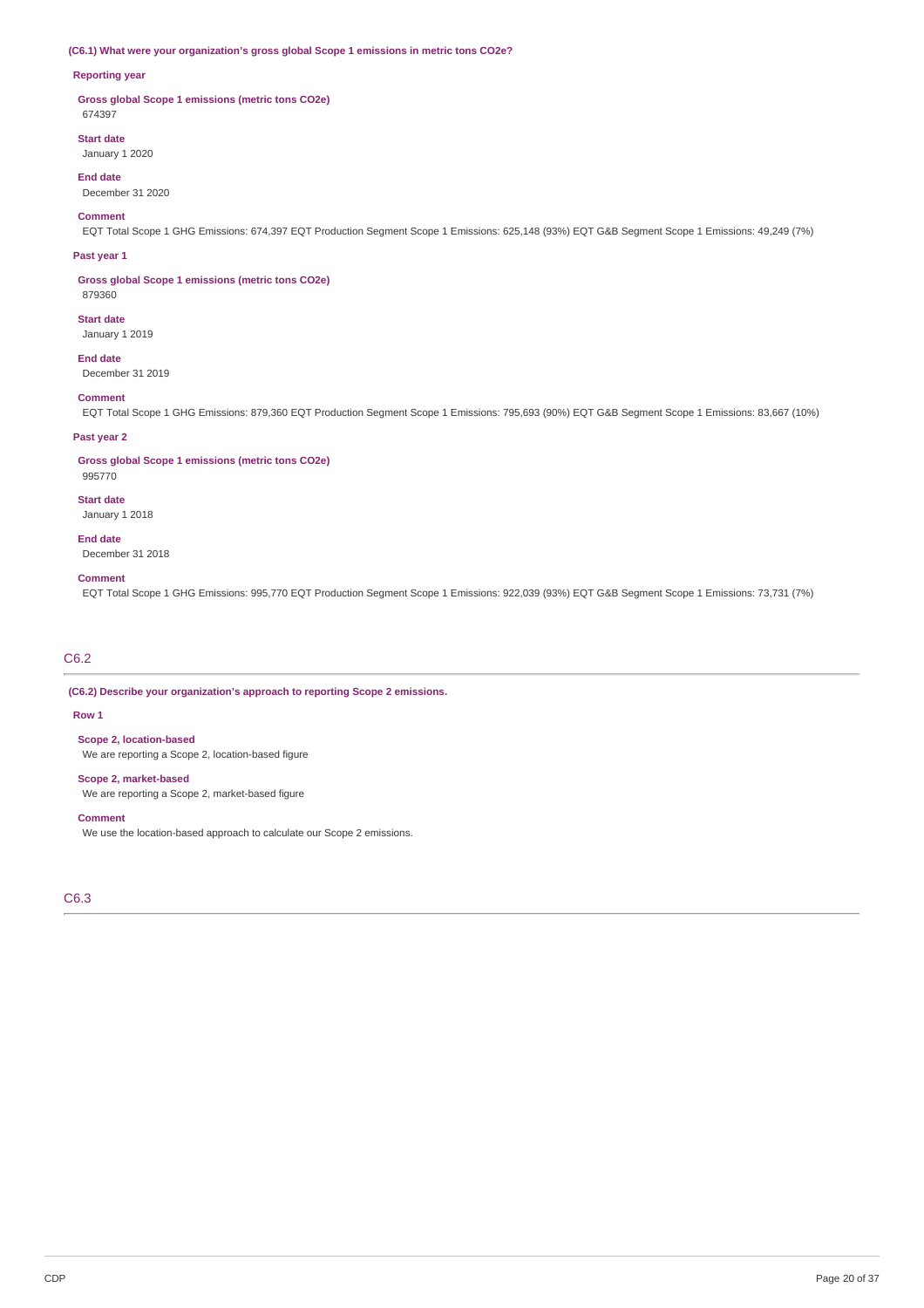**(C6.1) What were your organization's gross global Scope 1 emissions in metric tons CO2e?**

**Reporting year**

**Gross global Scope 1 emissions (metric tons CO2e)**
674397

**Start date**
January 1 2020

**End date**
December 31 2020

**Comment**
EQT Total Scope 1 GHG Emissions: 674,397 EQT Production Segment Scope 1 Emissions: 625,148 (93%) EQT G&B Segment Scope 1 Emissions: 49,249 (7%)

**Past year 1**

**Gross global Scope 1 emissions (metric tons CO2e)**
879360

**Start date**
January 1 2019

**End date**
December 31 2019

**Comment**
EQT Total Scope 1 GHG Emissions: 879,360 EQT Production Segment Scope 1 Emissions: 795,693 (90%) EQT G&B Segment Scope 1 Emissions: 83,667 (10%)

**Past year 2**

**Gross global Scope 1 emissions (metric tons CO2e)**
995770

**Start date**
January 1 2018

**End date**
December 31 2018

**Comment**
EQT Total Scope 1 GHG Emissions: 995,770 EQT Production Segment Scope 1 Emissions: 922,039 (93%) EQT G&B Segment Scope 1 Emissions: 73,731 (7%)

## C6.2

**(C6.2) Describe your organization's approach to reporting Scope 2 emissions.**

**Row 1**

**Scope 2, location-based**
We are reporting a Scope 2, location-based figure

**Scope 2, market-based**
We are reporting a Scope 2, market-based figure

**Comment**
We use the location-based approach to calculate our Scope 2 emissions.

## C6.3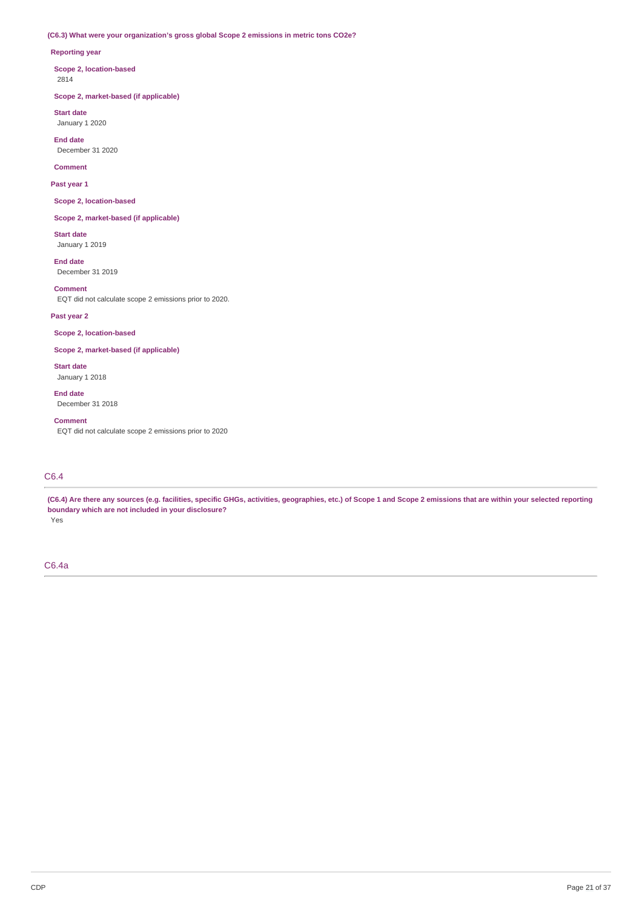**(C6.3) What were your organization's gross global Scope 2 emissions in metric tons CO2e?**

**Reporting year**

**Scope 2, location-based**
2814

**Scope 2, market-based (if applicable)**

**Start date**
January 1 2020

**End date**
December 31 2020

**Comment**

**Past year 1**

**Scope 2, location-based**

**Scope 2, market-based (if applicable)**

**Start date**
January 1 2019

**End date**
December 31 2019

**Comment**
EQT did not calculate scope 2 emissions prior to 2020.

**Past year 2**

**Scope 2, location-based**

**Scope 2, market-based (if applicable)**

**Start date**
January 1 2018

**End date**
December 31 2018

**Comment**
EQT did not calculate scope 2 emissions prior to 2020

## C6.4

**(C6.4) Are there any sources (e.g. facilities, specific GHGs, activities, geographies, etc.) of Scope 1 and Scope 2 emissions that are within your selected reporting boundary which are not included in your disclosure?**
Yes

## C6.4a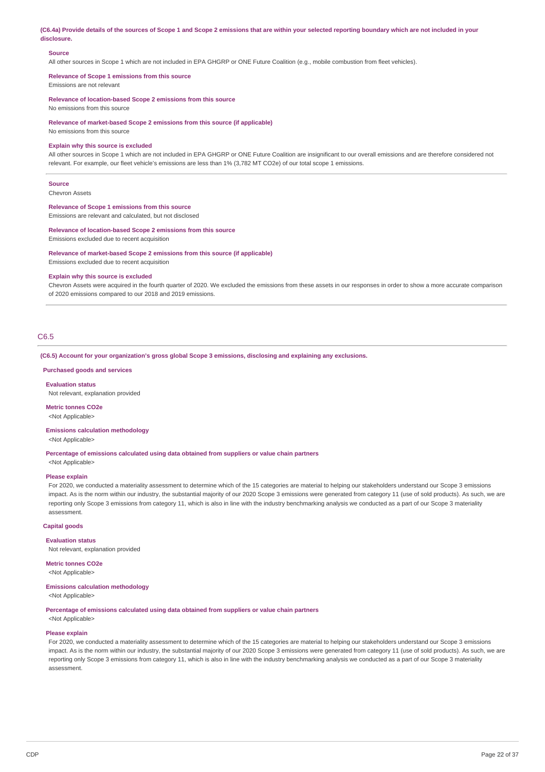**(C6.4a) Provide details of the sources of Scope 1 and Scope 2 emissions that are within your selected reporting boundary which are not included in your disclosure.**

**Source**

All other sources in Scope 1 which are not included in EPA GHGRP or ONE Future Coalition (e.g., mobile combustion from fleet vehicles).

**Relevance of Scope 1 emissions from this source**

Emissions are not relevant

**Relevance of location-based Scope 2 emissions from this source**

No emissions from this source

**Relevance of market-based Scope 2 emissions from this source (if applicable)**

No emissions from this source

**Explain why this source is excluded**

All other sources in Scope 1 which are not included in EPA GHGRP or ONE Future Coalition are insignificant to our overall emissions and are therefore considered not relevant. For example, our fleet vehicle's emissions are less than 1% (3,782 MT CO2e) of our total scope 1 emissions.

---

**Source**

Chevron Assets

**Relevance of Scope 1 emissions from this source**

Emissions are relevant and calculated, but not disclosed

**Relevance of location-based Scope 2 emissions from this source**

Emissions excluded due to recent acquisition

**Relevance of market-based Scope 2 emissions from this source (if applicable)**

Emissions excluded due to recent acquisition

**Explain why this source is excluded**

Chevron Assets were acquired in the fourth quarter of 2020. We excluded the emissions from these assets in our responses in order to show a more accurate comparison of 2020 emissions compared to our 2018 and 2019 emissions.

---

## C6.5

**(C6.5) Account for your organization's gross global Scope 3 emissions, disclosing and explaining any exclusions.**

**Purchased goods and services**

**Evaluation status**

Not relevant, explanation provided

**Metric tonnes CO2e**

<Not Applicable>

**Emissions calculation methodology**

<Not Applicable>

**Percentage of emissions calculated using data obtained from suppliers or value chain partners**

<Not Applicable>

**Please explain**

For 2020, we conducted a materiality assessment to determine which of the 15 categories are material to helping our stakeholders understand our Scope 3 emissions impact. As is the norm within our industry, the substantial majority of our 2020 Scope 3 emissions were generated from category 11 (use of sold products). As such, we are reporting only Scope 3 emissions from category 11, which is also in line with the industry benchmarking analysis we conducted as a part of our Scope 3 materiality assessment.

**Capital goods**

**Evaluation status**

Not relevant, explanation provided

**Metric tonnes CO2e**

<Not Applicable>

**Emissions calculation methodology**

<Not Applicable>

**Percentage of emissions calculated using data obtained from suppliers or value chain partners**

<Not Applicable>

**Please explain**

For 2020, we conducted a materiality assessment to determine which of the 15 categories are material to helping our stakeholders understand our Scope 3 emissions impact. As is the norm within our industry, the substantial majority of our 2020 Scope 3 emissions were generated from category 11 (use of sold products). As such, we are reporting only Scope 3 emissions from category 11, which is also in line with the industry benchmarking analysis we conducted as a part of our Scope 3 materiality assessment.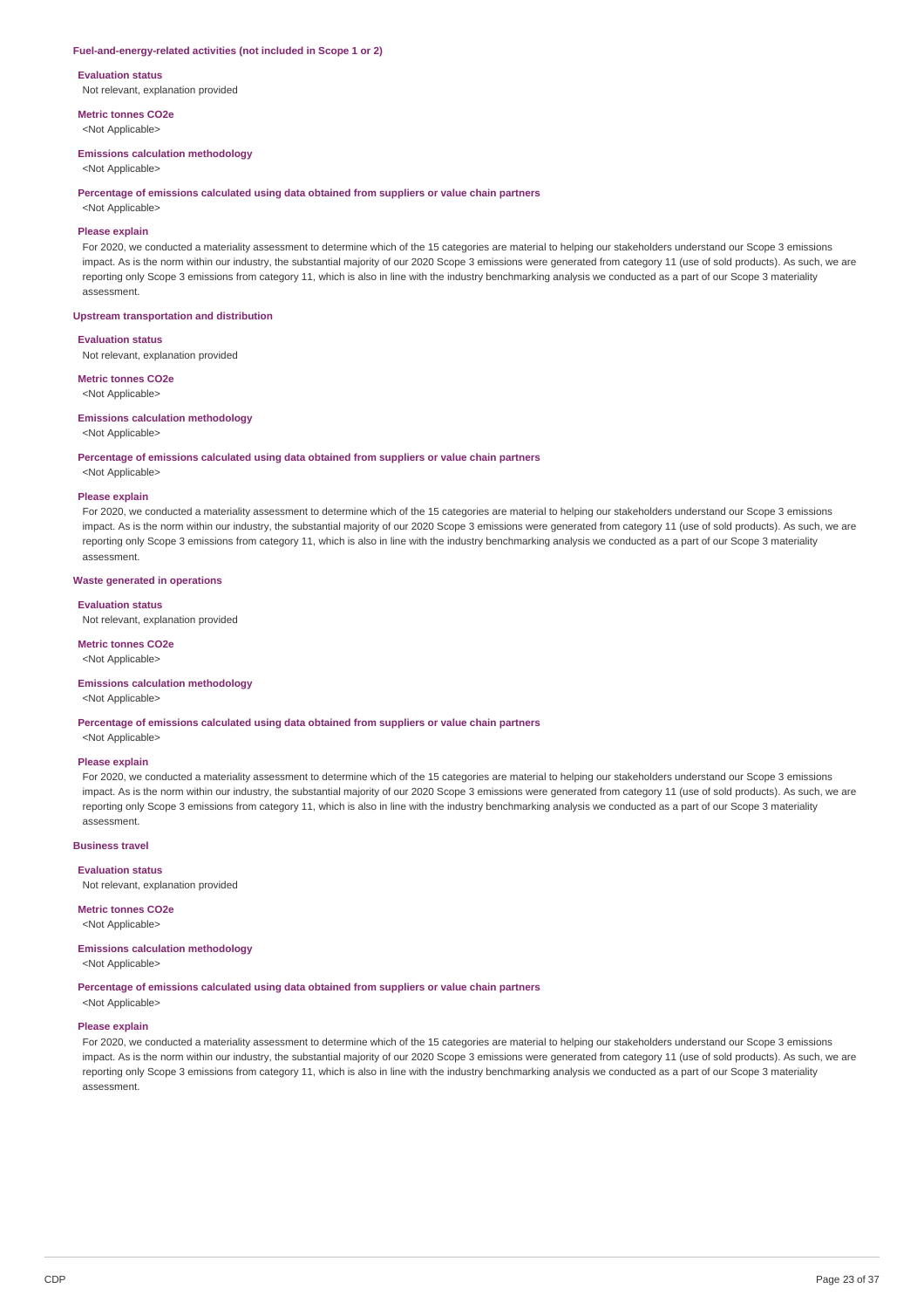#### Fuel-and-energy-related activities (not included in Scope 1 or 2)

**Evaluation status**

Not relevant, explanation provided

**Metric tonnes CO2e**

<Not Applicable>

**Emissions calculation methodology**

<Not Applicable>

**Percentage of emissions calculated using data obtained from suppliers or value chain partners**

<Not Applicable>

**Please explain**

For 2020, we conducted a materiality assessment to determine which of the 15 categories are material to helping our stakeholders understand our Scope 3 emissions impact. As is the norm within our industry, the substantial majority of our 2020 Scope 3 emissions were generated from category 11 (use of sold products). As such, we are reporting only Scope 3 emissions from category 11, which is also in line with the industry benchmarking analysis we conducted as a part of our Scope 3 materiality assessment.

#### Upstream transportation and distribution

**Evaluation status**

Not relevant, explanation provided

**Metric tonnes CO2e**

<Not Applicable>

**Emissions calculation methodology**

<Not Applicable>

**Percentage of emissions calculated using data obtained from suppliers or value chain partners**

<Not Applicable>

**Please explain**

For 2020, we conducted a materiality assessment to determine which of the 15 categories are material to helping our stakeholders understand our Scope 3 emissions impact. As is the norm within our industry, the substantial majority of our 2020 Scope 3 emissions were generated from category 11 (use of sold products). As such, we are reporting only Scope 3 emissions from category 11, which is also in line with the industry benchmarking analysis we conducted as a part of our Scope 3 materiality assessment.

#### Waste generated in operations

**Evaluation status**

Not relevant, explanation provided

**Metric tonnes CO2e**

<Not Applicable>

**Emissions calculation methodology**

<Not Applicable>

**Percentage of emissions calculated using data obtained from suppliers or value chain partners**

<Not Applicable>

**Please explain**

For 2020, we conducted a materiality assessment to determine which of the 15 categories are material to helping our stakeholders understand our Scope 3 emissions impact. As is the norm within our industry, the substantial majority of our 2020 Scope 3 emissions were generated from category 11 (use of sold products). As such, we are reporting only Scope 3 emissions from category 11, which is also in line with the industry benchmarking analysis we conducted as a part of our Scope 3 materiality assessment.

#### Business travel

**Evaluation status**

Not relevant, explanation provided

**Metric tonnes CO2e**

<Not Applicable>

**Emissions calculation methodology**

<Not Applicable>

**Percentage of emissions calculated using data obtained from suppliers or value chain partners**

<Not Applicable>

**Please explain**

For 2020, we conducted a materiality assessment to determine which of the 15 categories are material to helping our stakeholders understand our Scope 3 emissions impact. As is the norm within our industry, the substantial majority of our 2020 Scope 3 emissions were generated from category 11 (use of sold products). As such, we are reporting only Scope 3 emissions from category 11, which is also in line with the industry benchmarking analysis we conducted as a part of our Scope 3 materiality assessment.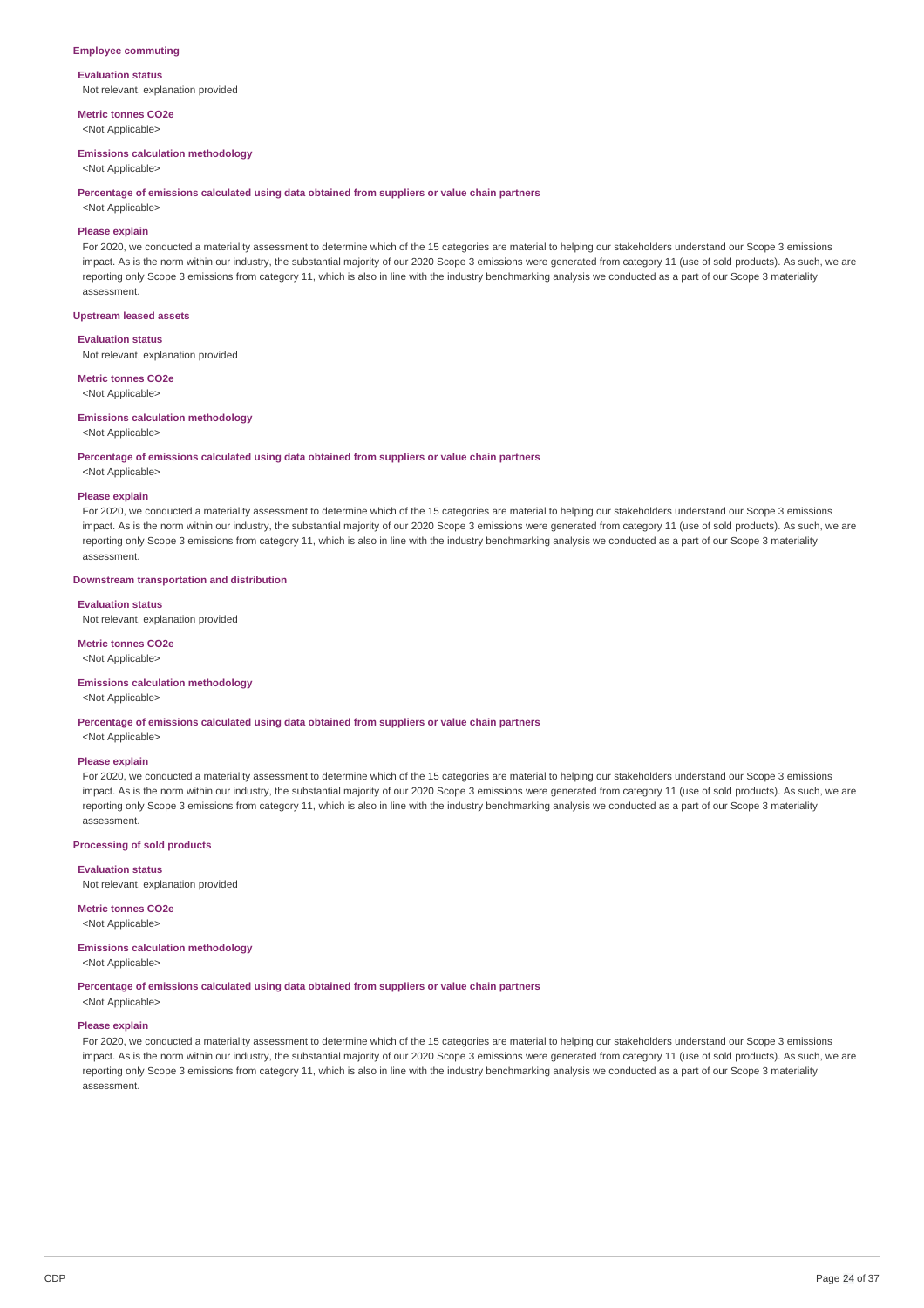**Employee commuting**

**Evaluation status**

Not relevant, explanation provided

**Metric tonnes CO2e**

<Not Applicable>

**Emissions calculation methodology**

<Not Applicable>

**Percentage of emissions calculated using data obtained from suppliers or value chain partners**

<Not Applicable>

**Please explain**

For 2020, we conducted a materiality assessment to determine which of the 15 categories are material to helping our stakeholders understand our Scope 3 emissions impact. As is the norm within our industry, the substantial majority of our 2020 Scope 3 emissions were generated from category 11 (use of sold products). As such, we are reporting only Scope 3 emissions from category 11, which is also in line with the industry benchmarking analysis we conducted as a part of our Scope 3 materiality assessment.

**Upstream leased assets**

**Evaluation status**

Not relevant, explanation provided

**Metric tonnes CO2e**

<Not Applicable>

**Emissions calculation methodology**

<Not Applicable>

**Percentage of emissions calculated using data obtained from suppliers or value chain partners**

<Not Applicable>

**Please explain**

For 2020, we conducted a materiality assessment to determine which of the 15 categories are material to helping our stakeholders understand our Scope 3 emissions impact. As is the norm within our industry, the substantial majority of our 2020 Scope 3 emissions were generated from category 11 (use of sold products). As such, we are reporting only Scope 3 emissions from category 11, which is also in line with the industry benchmarking analysis we conducted as a part of our Scope 3 materiality assessment.

**Downstream transportation and distribution**

**Evaluation status**

Not relevant, explanation provided

**Metric tonnes CO2e**

<Not Applicable>

**Emissions calculation methodology**

<Not Applicable>

**Percentage of emissions calculated using data obtained from suppliers or value chain partners**

<Not Applicable>

**Please explain**

For 2020, we conducted a materiality assessment to determine which of the 15 categories are material to helping our stakeholders understand our Scope 3 emissions impact. As is the norm within our industry, the substantial majority of our 2020 Scope 3 emissions were generated from category 11 (use of sold products). As such, we are reporting only Scope 3 emissions from category 11, which is also in line with the industry benchmarking analysis we conducted as a part of our Scope 3 materiality assessment.

**Processing of sold products**

**Evaluation status**

Not relevant, explanation provided

**Metric tonnes CO2e**

<Not Applicable>

**Emissions calculation methodology**

<Not Applicable>

**Percentage of emissions calculated using data obtained from suppliers or value chain partners**

<Not Applicable>

**Please explain**

For 2020, we conducted a materiality assessment to determine which of the 15 categories are material to helping our stakeholders understand our Scope 3 emissions impact. As is the norm within our industry, the substantial majority of our 2020 Scope 3 emissions were generated from category 11 (use of sold products). As such, we are reporting only Scope 3 emissions from category 11, which is also in line with the industry benchmarking analysis we conducted as a part of our Scope 3 materiality assessment.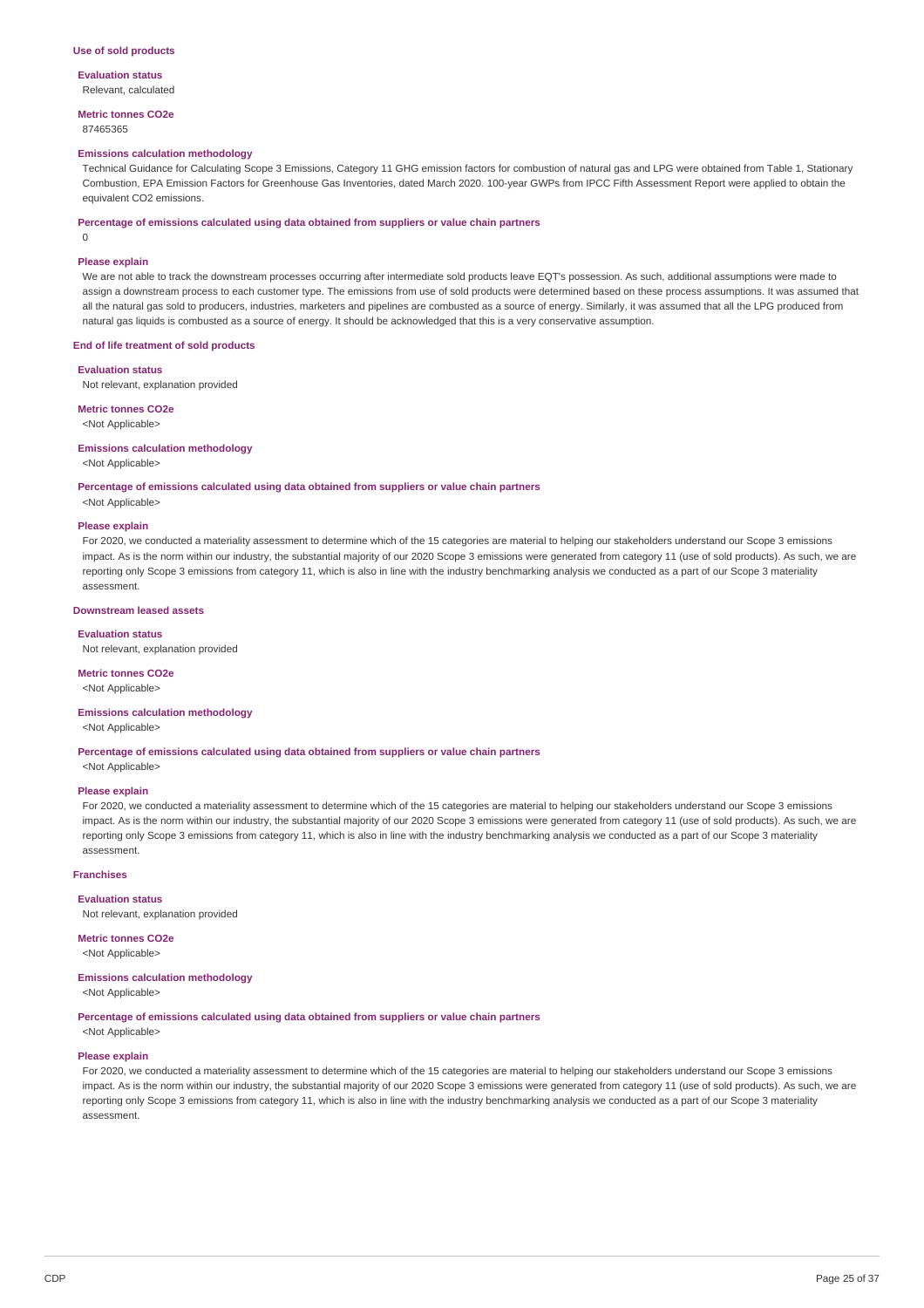### Use of sold products

**Evaluation status**

Relevant, calculated

**Metric tonnes CO2e**

87465365

**Emissions calculation methodology**

Technical Guidance for Calculating Scope 3 Emissions, Category 11 GHG emission factors for combustion of natural gas and LPG were obtained from Table 1, Stationary Combustion, EPA Emission Factors for Greenhouse Gas Inventories, dated March 2020. 100-year GWPs from IPCC Fifth Assessment Report were applied to obtain the equivalent CO2 emissions.

**Percentage of emissions calculated using data obtained from suppliers or value chain partners**

0

**Please explain**

We are not able to track the downstream processes occurring after intermediate sold products leave EQT's possession. As such, additional assumptions were made to assign a downstream process to each customer type. The emissions from use of sold products were determined based on these process assumptions. It was assumed that all the natural gas sold to producers, industries, marketers and pipelines are combusted as a source of energy. Similarly, it was assumed that all the LPG produced from natural gas liquids is combusted as a source of energy. It should be acknowledged that this is a very conservative assumption.

### End of life treatment of sold products

**Evaluation status**

Not relevant, explanation provided

**Metric tonnes CO2e**

<Not Applicable>

**Emissions calculation methodology**

<Not Applicable>

**Percentage of emissions calculated using data obtained from suppliers or value chain partners**

<Not Applicable>

**Please explain**

For 2020, we conducted a materiality assessment to determine which of the 15 categories are material to helping our stakeholders understand our Scope 3 emissions impact. As is the norm within our industry, the substantial majority of our 2020 Scope 3 emissions were generated from category 11 (use of sold products). As such, we are reporting only Scope 3 emissions from category 11, which is also in line with the industry benchmarking analysis we conducted as a part of our Scope 3 materiality assessment.

### Downstream leased assets

**Evaluation status**

Not relevant, explanation provided

**Metric tonnes CO2e**

<Not Applicable>

**Emissions calculation methodology**

<Not Applicable>

**Percentage of emissions calculated using data obtained from suppliers or value chain partners**

<Not Applicable>

**Please explain**

For 2020, we conducted a materiality assessment to determine which of the 15 categories are material to helping our stakeholders understand our Scope 3 emissions impact. As is the norm within our industry, the substantial majority of our 2020 Scope 3 emissions were generated from category 11 (use of sold products). As such, we are reporting only Scope 3 emissions from category 11, which is also in line with the industry benchmarking analysis we conducted as a part of our Scope 3 materiality assessment.

### Franchises

**Evaluation status**

Not relevant, explanation provided

**Metric tonnes CO2e**

<Not Applicable>

**Emissions calculation methodology**

<Not Applicable>

**Percentage of emissions calculated using data obtained from suppliers or value chain partners**

<Not Applicable>

**Please explain**

For 2020, we conducted a materiality assessment to determine which of the 15 categories are material to helping our stakeholders understand our Scope 3 emissions impact. As is the norm within our industry, the substantial majority of our 2020 Scope 3 emissions were generated from category 11 (use of sold products). As such, we are reporting only Scope 3 emissions from category 11, which is also in line with the industry benchmarking analysis we conducted as a part of our Scope 3 materiality assessment.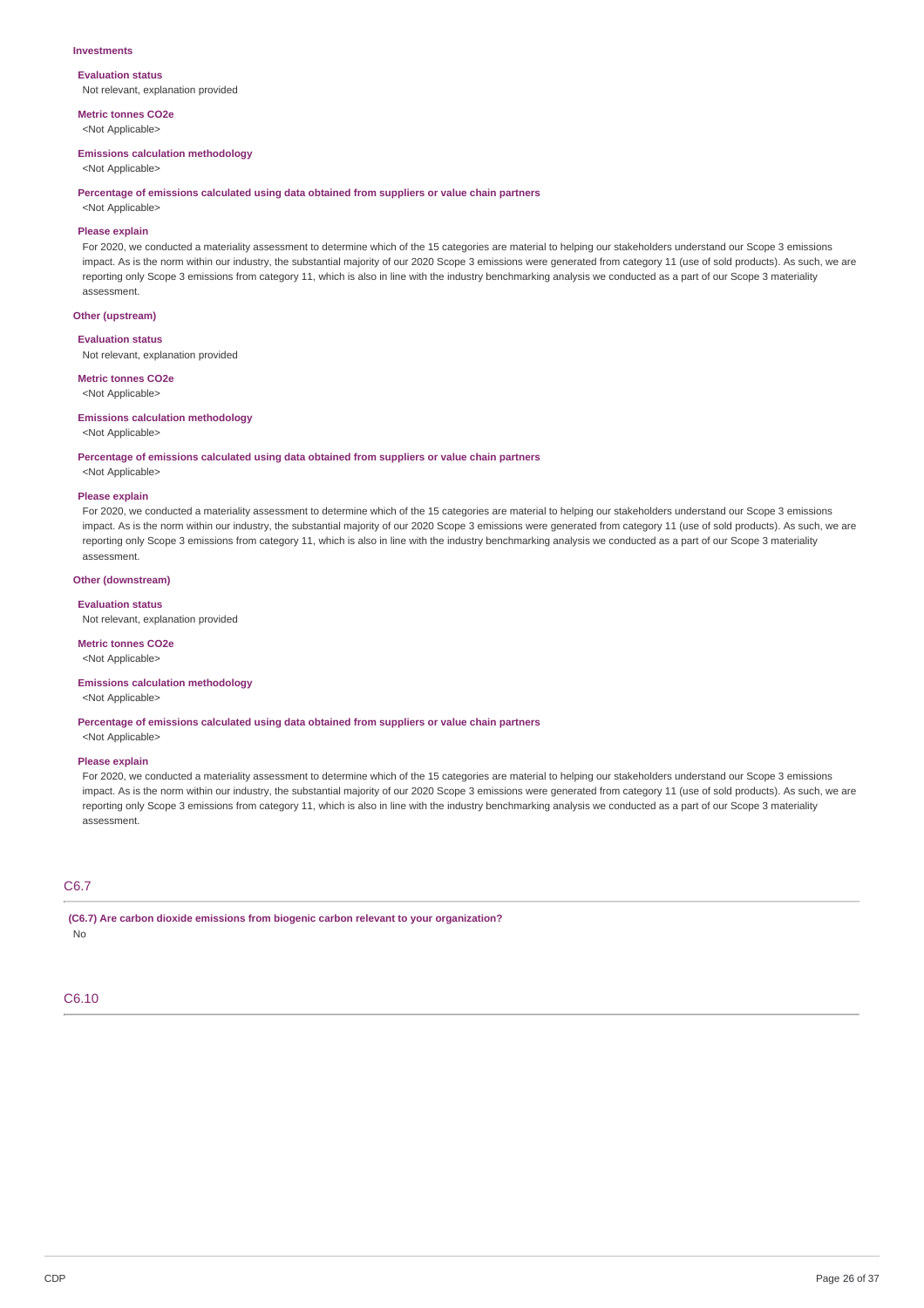### Investments

**Evaluation status**
Not relevant, explanation provided

**Metric tonnes CO2e**
<Not Applicable>

**Emissions calculation methodology**
<Not Applicable>

**Percentage of emissions calculated using data obtained from suppliers or value chain partners**
<Not Applicable>

**Please explain**
For 2020, we conducted a materiality assessment to determine which of the 15 categories are material to helping our stakeholders understand our Scope 3 emissions impact. As is the norm within our industry, the substantial majority of our 2020 Scope 3 emissions were generated from category 11 (use of sold products). As such, we are reporting only Scope 3 emissions from category 11, which is also in line with the industry benchmarking analysis we conducted as a part of our Scope 3 materiality assessment.

### Other (upstream)

**Evaluation status**
Not relevant, explanation provided

**Metric tonnes CO2e**
<Not Applicable>

**Emissions calculation methodology**
<Not Applicable>

**Percentage of emissions calculated using data obtained from suppliers or value chain partners**
<Not Applicable>

**Please explain**
For 2020, we conducted a materiality assessment to determine which of the 15 categories are material to helping our stakeholders understand our Scope 3 emissions impact. As is the norm within our industry, the substantial majority of our 2020 Scope 3 emissions were generated from category 11 (use of sold products). As such, we are reporting only Scope 3 emissions from category 11, which is also in line with the industry benchmarking analysis we conducted as a part of our Scope 3 materiality assessment.

### Other (downstream)

**Evaluation status**
Not relevant, explanation provided

**Metric tonnes CO2e**
<Not Applicable>

**Emissions calculation methodology**
<Not Applicable>

**Percentage of emissions calculated using data obtained from suppliers or value chain partners**
<Not Applicable>

**Please explain**
For 2020, we conducted a materiality assessment to determine which of the 15 categories are material to helping our stakeholders understand our Scope 3 emissions impact. As is the norm within our industry, the substantial majority of our 2020 Scope 3 emissions were generated from category 11 (use of sold products). As such, we are reporting only Scope 3 emissions from category 11, which is also in line with the industry benchmarking analysis we conducted as a part of our Scope 3 materiality assessment.

## C6.7

**(C6.7) Are carbon dioxide emissions from biogenic carbon relevant to your organization?**
No

## C6.10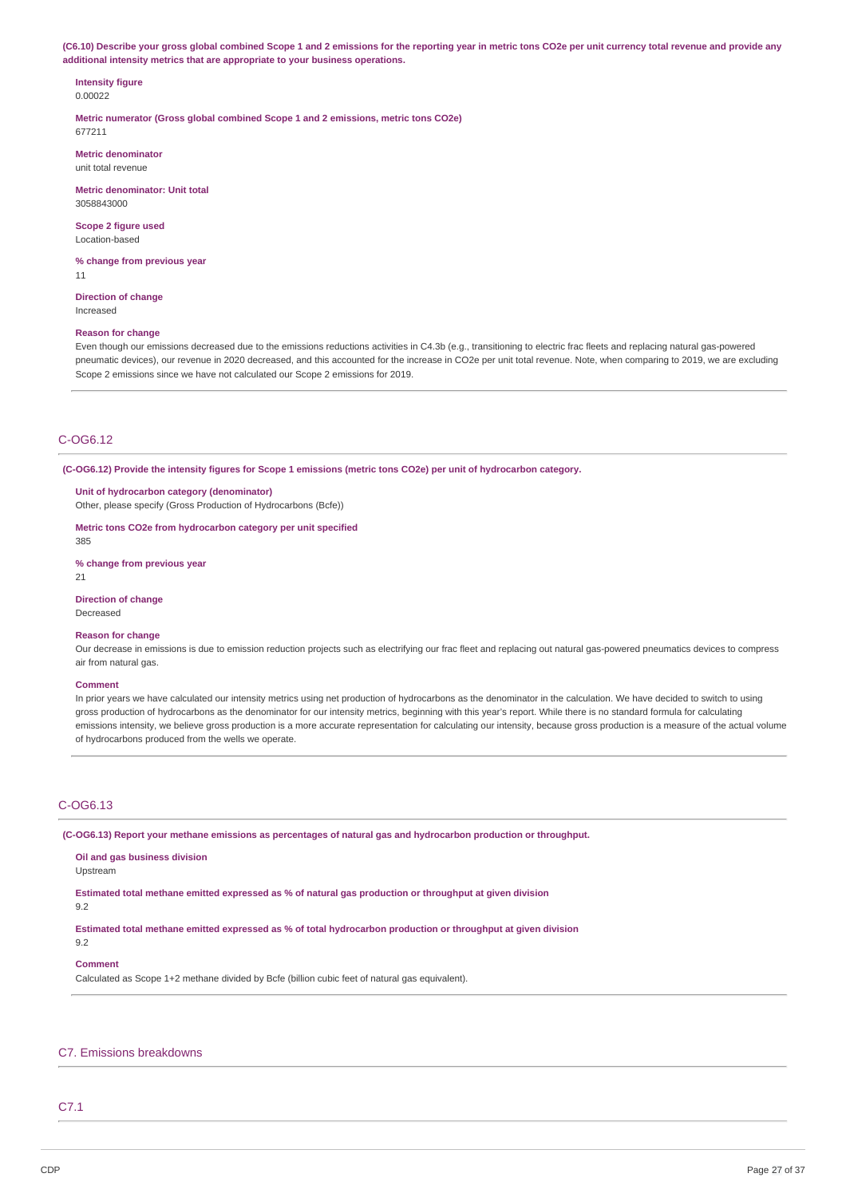**(C6.10) Describe your gross global combined Scope 1 and 2 emissions for the reporting year in metric tons CO2e per unit currency total revenue and provide any additional intensity metrics that are appropriate to your business operations.**

**Intensity figure**
0.00022

**Metric numerator (Gross global combined Scope 1 and 2 emissions, metric tons CO2e)**
677211

**Metric denominator**
unit total revenue

**Metric denominator: Unit total**
3058843000

**Scope 2 figure used**
Location-based

**% change from previous year**
11

**Direction of change**
Increased

**Reason for change**
Even though our emissions decreased due to the emissions reductions activities in C4.3b (e.g., transitioning to electric frac fleets and replacing natural gas-powered pneumatic devices), our revenue in 2020 decreased, and this accounted for the increase in CO2e per unit total revenue. Note, when comparing to 2019, we are excluding Scope 2 emissions since we have not calculated our Scope 2 emissions for 2019.

## C-OG6.12

**(C-OG6.12) Provide the intensity figures for Scope 1 emissions (metric tons CO2e) per unit of hydrocarbon category.**

**Unit of hydrocarbon category (denominator)**
Other, please specify (Gross Production of Hydrocarbons (Bcfe))

**Metric tons CO2e from hydrocarbon category per unit specified**
385

**% change from previous year**
21

**Direction of change**
Decreased

**Reason for change**
Our decrease in emissions is due to emission reduction projects such as electrifying our frac fleet and replacing out natural gas-powered pneumatics devices to compress air from natural gas.

**Comment**
In prior years we have calculated our intensity metrics using net production of hydrocarbons as the denominator in the calculation. We have decided to switch to using gross production of hydrocarbons as the denominator for our intensity metrics, beginning with this year's report. While there is no standard formula for calculating emissions intensity, we believe gross production is a more accurate representation for calculating our intensity, because gross production is a measure of the actual volume of hydrocarbons produced from the wells we operate.

## C-OG6.13

**(C-OG6.13) Report your methane emissions as percentages of natural gas and hydrocarbon production or throughput.**

**Oil and gas business division**
Upstream

**Estimated total methane emitted expressed as % of natural gas production or throughput at given division**
9.2

**Estimated total methane emitted expressed as % of total hydrocarbon production or throughput at given division**
9.2

**Comment**
Calculated as Scope 1+2 methane divided by Bcfe (billion cubic feet of natural gas equivalent).

# C7. Emissions breakdowns

## C7.1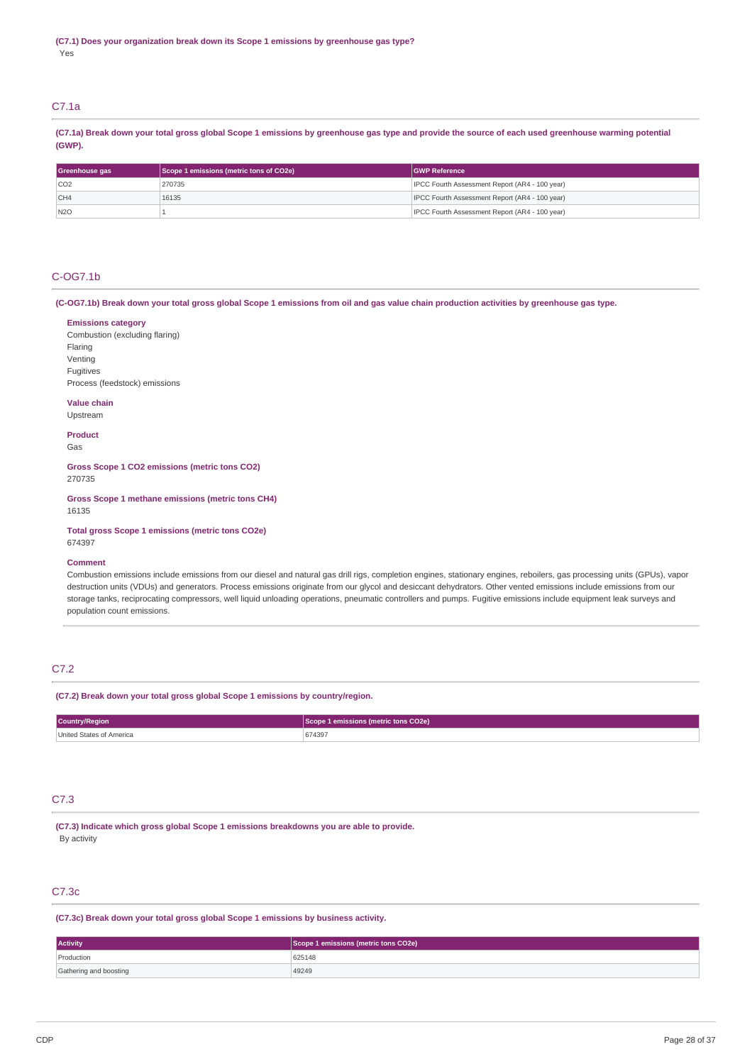**(C7.1) Does your organization break down its Scope 1 emissions by greenhouse gas type?**

Yes

## C7.1a

**(C7.1a) Break down your total gross global Scope 1 emissions by greenhouse gas type and provide the source of each used greenhouse warming potential (GWP).**

| Greenhouse gas | Scope 1 emissions (metric tons of CO2e) | GWP Reference |
|---|---|---|
| CO2 | 270735 | IPCC Fourth Assessment Report (AR4 - 100 year) |
| CH4 | 16135 | IPCC Fourth Assessment Report (AR4 - 100 year) |
| N2O | 1 | IPCC Fourth Assessment Report (AR4 - 100 year) |

## C-OG7.1b

**(C-OG7.1b) Break down your total gross global Scope 1 emissions from oil and gas value chain production activities by greenhouse gas type.**

**Emissions category**

Combustion (excluding flaring)
Flaring
Venting
Fugitives
Process (feedstock) emissions

**Value chain**

Upstream

**Product**

Gas

**Gross Scope 1 CO2 emissions (metric tons CO2)**

270735

**Gross Scope 1 methane emissions (metric tons CH4)**

16135

**Total gross Scope 1 emissions (metric tons CO2e)**

674397

**Comment**

Combustion emissions include emissions from our diesel and natural gas drill rigs, completion engines, stationary engines, reboilers, gas processing units (GPUs), vapor destruction units (VDUs) and generators. Process emissions originate from our glycol and desiccant dehydrators. Other vented emissions include emissions from our storage tanks, reciprocating compressors, well liquid unloading operations, pneumatic controllers and pumps. Fugitive emissions include equipment leak surveys and population count emissions.

## C7.2

**(C7.2) Break down your total gross global Scope 1 emissions by country/region.**

| Country/Region | Scope 1 emissions (metric tons CO2e) |
|---|---|
| United States of America | 674397 |

## C7.3

**(C7.3) Indicate which gross global Scope 1 emissions breakdowns you are able to provide.**

By activity

## C7.3c

**(C7.3c) Break down your total gross global Scope 1 emissions by business activity.**

| Activity | Scope 1 emissions (metric tons CO2e) |
|---|---|
| Production | 625148 |
| Gathering and boosting | 49249 |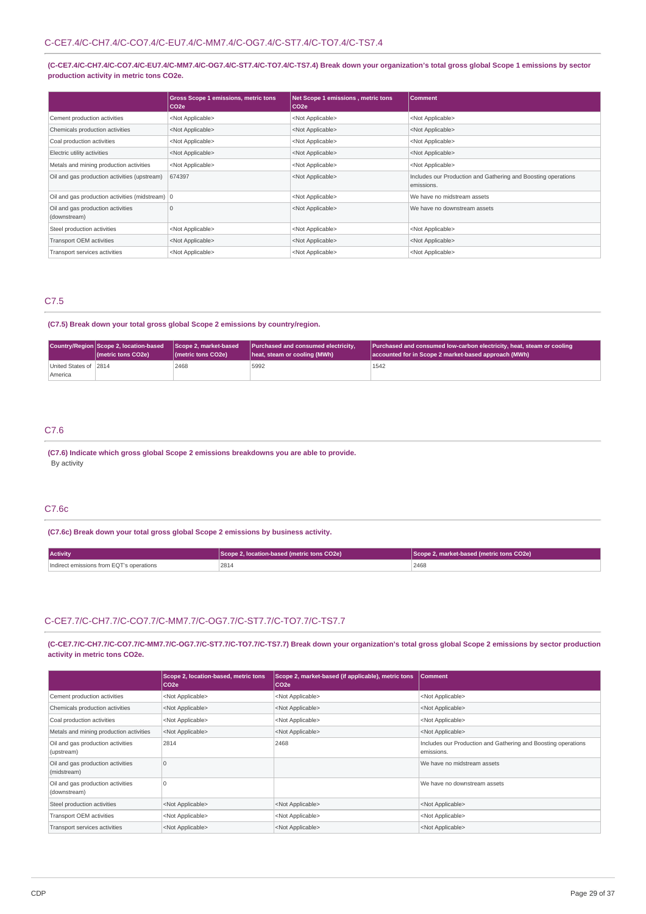## C-CE7.4/C-CH7.4/C-CO7.4/C-EU7.4/C-MM7.4/C-OG7.4/C-ST7.4/C-TO7.4/C-TS7.4

**(C-CE7.4/C-CH7.4/C-CO7.4/C-EU7.4/C-MM7.4/C-OG7.4/C-ST7.4/C-TO7.4/C-TS7.4) Break down your organization's total gross global Scope 1 emissions by sector production activity in metric tons CO2e.**

| | Gross Scope 1 emissions, metric tons CO2e | Net Scope 1 emissions , metric tons CO2e | Comment |
|---|---|---|---|
| Cement production activities | <Not Applicable> | <Not Applicable> | <Not Applicable> |
| Chemicals production activities | <Not Applicable> | <Not Applicable> | <Not Applicable> |
| Coal production activities | <Not Applicable> | <Not Applicable> | <Not Applicable> |
| Electric utility activities | <Not Applicable> | <Not Applicable> | <Not Applicable> |
| Metals and mining production activities | <Not Applicable> | <Not Applicable> | <Not Applicable> |
| Oil and gas production activities (upstream) | 674397 | <Not Applicable> | Includes our Production and Gathering and Boosting operations emissions. |
| Oil and gas production activities (midstream) | 0 | <Not Applicable> | We have no midstream assets |
| Oil and gas production activities (downstream) | 0 | <Not Applicable> | We have no downstream assets |
| Steel production activities | <Not Applicable> | <Not Applicable> | <Not Applicable> |
| Transport OEM activities | <Not Applicable> | <Not Applicable> | <Not Applicable> |
| Transport services activities | <Not Applicable> | <Not Applicable> | <Not Applicable> |

## C7.5

**(C7.5) Break down your total gross global Scope 2 emissions by country/region.**

| Country/Region | Scope 2, location-based (metric tons CO2e) | Scope 2, market-based (metric tons CO2e) | Purchased and consumed electricity, heat, steam or cooling (MWh) | Purchased and consumed low-carbon electricity, heat, steam or cooling accounted for in Scope 2 market-based approach (MWh) |
|---|---|---|---|---|
| United States of America | 2814 | 2468 | 5992 | 1542 |

## C7.6

**(C7.6) Indicate which gross global Scope 2 emissions breakdowns you are able to provide.**

By activity

## C7.6c

**(C7.6c) Break down your total gross global Scope 2 emissions by business activity.**

| Activity | Scope 2, location-based (metric tons CO2e) | Scope 2, market-based (metric tons CO2e) |
|---|---|---|
| Indirect emissions from EQT's operations | 2814 | 2468 |

## C-CE7.7/C-CH7.7/C-CO7.7/C-MM7.7/C-OG7.7/C-ST7.7/C-TO7.7/C-TS7.7

**(C-CE7.7/C-CH7.7/C-CO7.7/C-MM7.7/C-OG7.7/C-ST7.7/C-TO7.7/C-TS7.7) Break down your organization's total gross global Scope 2 emissions by sector production activity in metric tons CO2e.**

| | Scope 2, location-based, metric tons CO2e | Scope 2, market-based (if applicable), metric tons CO2e | Comment |
|---|---|---|---|
| Cement production activities | <Not Applicable> | <Not Applicable> | <Not Applicable> |
| Chemicals production activities | <Not Applicable> | <Not Applicable> | <Not Applicable> |
| Coal production activities | <Not Applicable> | <Not Applicable> | <Not Applicable> |
| Metals and mining production activities | <Not Applicable> | <Not Applicable> | <Not Applicable> |
| Oil and gas production activities (upstream) | 2814 | 2468 | Includes our Production and Gathering and Boosting operations emissions. |
| Oil and gas production activities (midstream) | 0 | | We have no midstream assets |
| Oil and gas production activities (downstream) | 0 | | We have no downstream assets |
| Steel production activities | <Not Applicable> | <Not Applicable> | <Not Applicable> |
| Transport OEM activities | <Not Applicable> | <Not Applicable> | <Not Applicable> |
| Transport services activities | <Not Applicable> | <Not Applicable> | <Not Applicable> |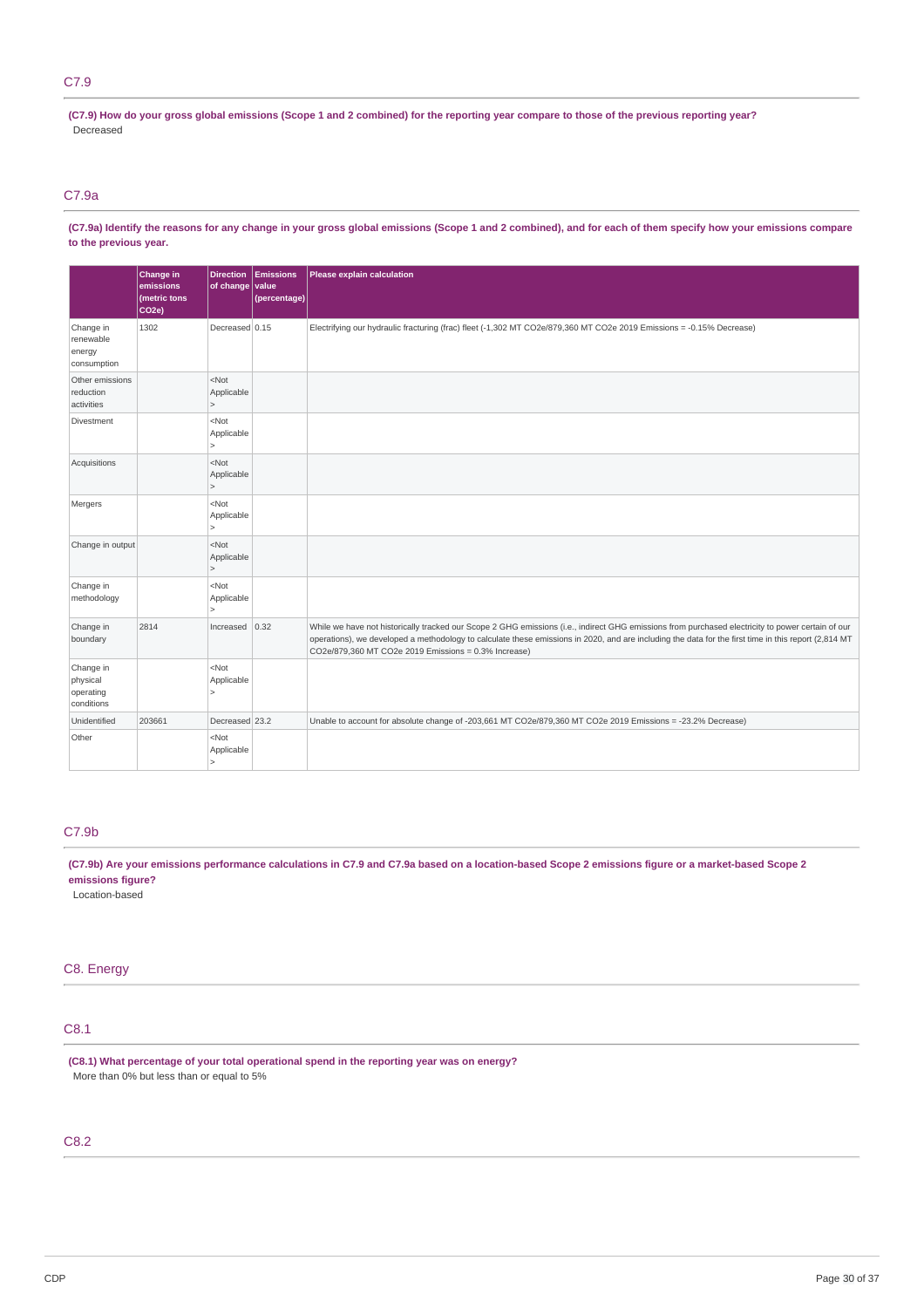## C7.9

**(C7.9) How do your gross global emissions (Scope 1 and 2 combined) for the reporting year compare to those of the previous reporting year?**

Decreased

## C7.9a

**(C7.9a) Identify the reasons for any change in your gross global emissions (Scope 1 and 2 combined), and for each of them specify how your emissions compare to the previous year.**

| | Change in emissions (metric tons CO2e) | Direction of change | Emissions value (percentage) | Please explain calculation |
|---|---|---|---|---|
| Change in renewable energy consumption | 1302 | Decreased | 0.15 | Electrifying our hydraulic fracturing (frac) fleet (-1,302 MT CO2e/879,360 MT CO2e 2019 Emissions = -0.15% Decrease) |
| Other emissions reduction activities | | <Not Applicable> | | |
| Divestment | | <Not Applicable> | | |
| Acquisitions | | <Not Applicable> | | |
| Mergers | | <Not Applicable> | | |
| Change in output | | <Not Applicable> | | |
| Change in methodology | | <Not Applicable> | | |
| Change in boundary | 2814 | Increased | 0.32 | While we have not historically tracked our Scope 2 GHG emissions (i.e., indirect GHG emissions from purchased electricity to power certain of our operations), we developed a methodology to calculate these emissions in 2020, and are including the data for the first time in this report (2,814 MT CO2e/879,360 MT CO2e 2019 Emissions = 0.3% Increase) |
| Change in physical operating conditions | | <Not Applicable> | | |
| Unidentified | 203661 | Decreased | 23.2 | Unable to account for absolute change of -203,661 MT CO2e/879,360 MT CO2e 2019 Emissions = -23.2% Decrease) |
| Other | | <Not Applicable> | | |

## C7.9b

**(C7.9b) Are your emissions performance calculations in C7.9 and C7.9a based on a location-based Scope 2 emissions figure or a market-based Scope 2 emissions figure?**

Location-based

# C8. Energy

## C8.1

**(C8.1) What percentage of your total operational spend in the reporting year was on energy?**

More than 0% but less than or equal to 5%

## C8.2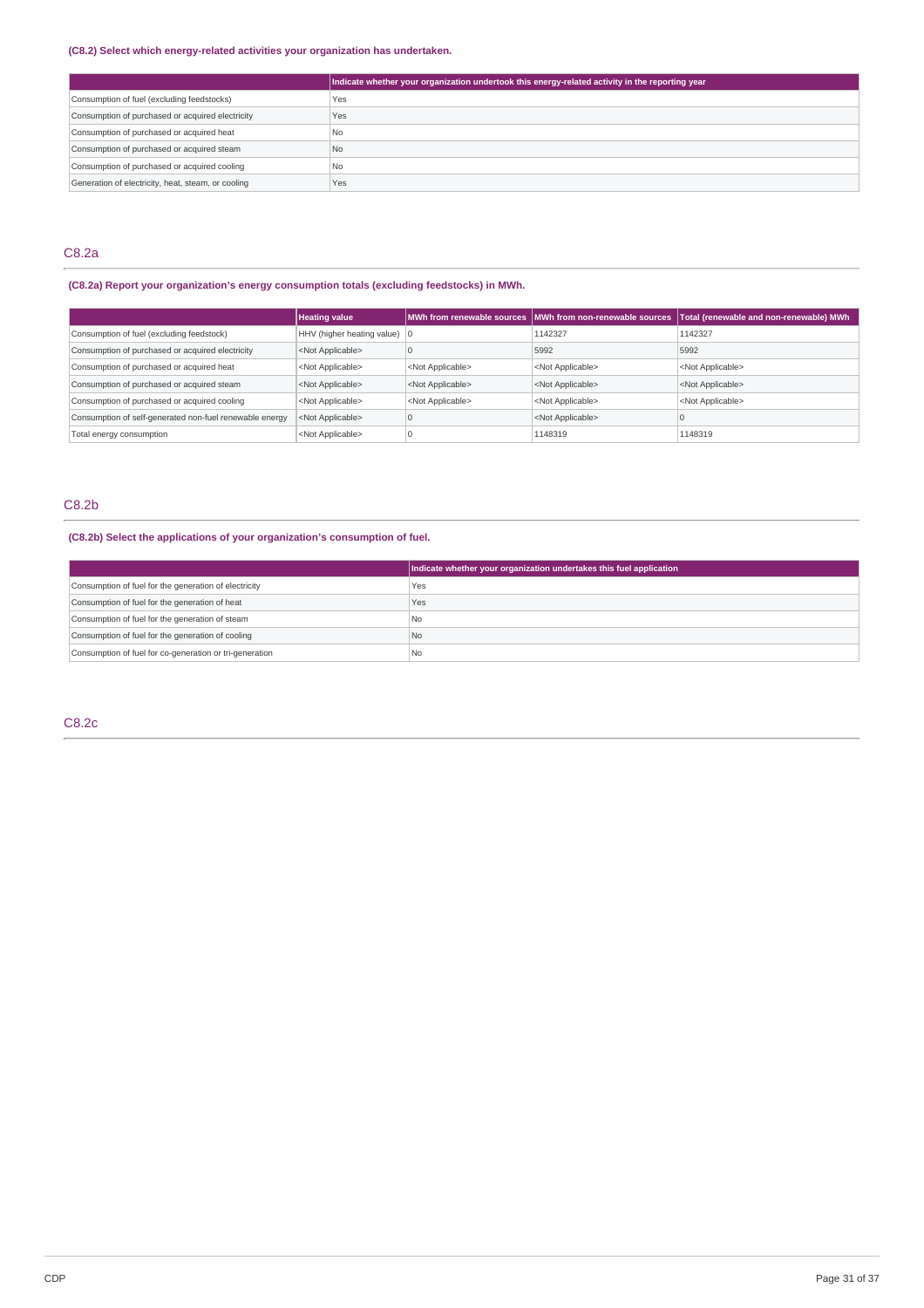**(C8.2) Select which energy-related activities your organization has undertaken.**

| | Indicate whether your organization undertook this energy-related activity in the reporting year |
|---|---|
| Consumption of fuel (excluding feedstocks) | Yes |
| Consumption of purchased or acquired electricity | Yes |
| Consumption of purchased or acquired heat | No |
| Consumption of purchased or acquired steam | No |
| Consumption of purchased or acquired cooling | No |
| Generation of electricity, heat, steam, or cooling | Yes |

## C8.2a

**(C8.2a) Report your organization's energy consumption totals (excluding feedstocks) in MWh.**

| | Heating value | MWh from renewable sources | MWh from non-renewable sources | Total (renewable and non-renewable) MWh |
|---|---|---|---|---|
| Consumption of fuel (excluding feedstock) | HHV (higher heating value) | 0 | 1142327 | 1142327 |
| Consumption of purchased or acquired electricity | <Not Applicable> | 0 | 5992 | 5992 |
| Consumption of purchased or acquired heat | <Not Applicable> | <Not Applicable> | <Not Applicable> | <Not Applicable> |
| Consumption of purchased or acquired steam | <Not Applicable> | <Not Applicable> | <Not Applicable> | <Not Applicable> |
| Consumption of purchased or acquired cooling | <Not Applicable> | <Not Applicable> | <Not Applicable> | <Not Applicable> |
| Consumption of self-generated non-fuel renewable energy | <Not Applicable> | 0 | <Not Applicable> | 0 |
| Total energy consumption | <Not Applicable> | 0 | 1148319 | 1148319 |

## C8.2b

**(C8.2b) Select the applications of your organization's consumption of fuel.**

| | Indicate whether your organization undertakes this fuel application |
|---|---|
| Consumption of fuel for the generation of electricity | Yes |
| Consumption of fuel for the generation of heat | Yes |
| Consumption of fuel for the generation of steam | No |
| Consumption of fuel for the generation of cooling | No |
| Consumption of fuel for co-generation or tri-generation | No |

## C8.2c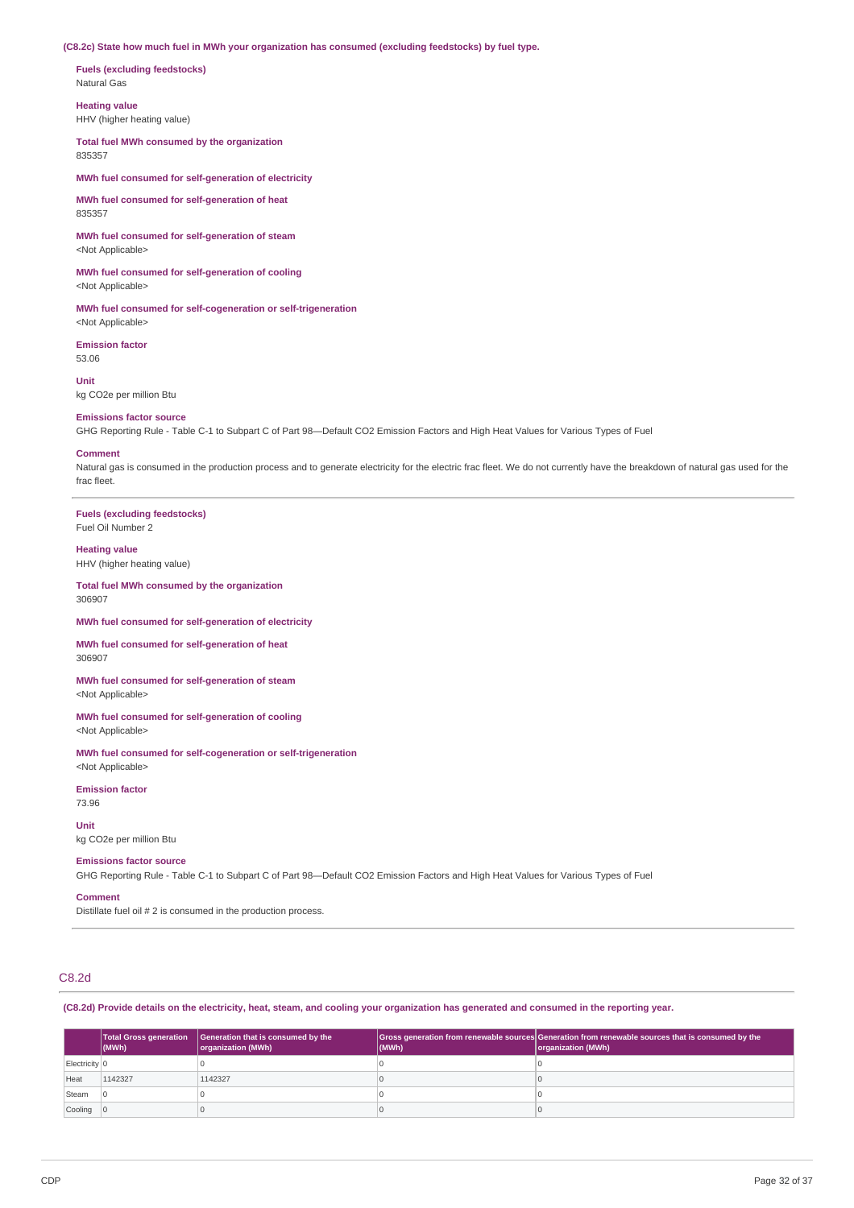**(C8.2c) State how much fuel in MWh your organization has consumed (excluding feedstocks) by fuel type.**

**Fuels (excluding feedstocks)**
Natural Gas

**Heating value**
HHV (higher heating value)

**Total fuel MWh consumed by the organization**
835357

**MWh fuel consumed for self-generation of electricity**

**MWh fuel consumed for self-generation of heat**
835357

**MWh fuel consumed for self-generation of steam**
<Not Applicable>

**MWh fuel consumed for self-generation of cooling**
<Not Applicable>

**MWh fuel consumed for self-cogeneration or self-trigeneration**
<Not Applicable>

**Emission factor**
53.06

**Unit**
kg CO2e per million Btu

**Emissions factor source**
GHG Reporting Rule - Table C-1 to Subpart C of Part 98—Default CO2 Emission Factors and High Heat Values for Various Types of Fuel

**Comment**
Natural gas is consumed in the production process and to generate electricity for the electric frac fleet. We do not currently have the breakdown of natural gas used for the frac fleet.

---

**Fuels (excluding feedstocks)**
Fuel Oil Number 2

**Heating value**
HHV (higher heating value)

**Total fuel MWh consumed by the organization**
306907

**MWh fuel consumed for self-generation of electricity**

**MWh fuel consumed for self-generation of heat**
306907

**MWh fuel consumed for self-generation of steam**
<Not Applicable>

**MWh fuel consumed for self-generation of cooling**
<Not Applicable>

**MWh fuel consumed for self-cogeneration or self-trigeneration**
<Not Applicable>

**Emission factor**
73.96

**Unit**
kg CO2e per million Btu

**Emissions factor source**
GHG Reporting Rule - Table C-1 to Subpart C of Part 98—Default CO2 Emission Factors and High Heat Values for Various Types of Fuel

**Comment**
Distillate fuel oil # 2 is consumed in the production process.

---

## C8.2d

**(C8.2d) Provide details on the electricity, heat, steam, and cooling your organization has generated and consumed in the reporting year.**

| | Total Gross generation (MWh) | Generation that is consumed by the organization (MWh) | Gross generation from renewable sources (MWh) | Generation from renewable sources that is consumed by the organization (MWh) |
|---|---|---|---|---|
| Electricity | 0 | 0 | 0 | 0 |
| Heat | 1142327 | 1142327 | 0 | 0 |
| Steam | 0 | 0 | 0 | 0 |
| Cooling | 0 | 0 | 0 | 0 |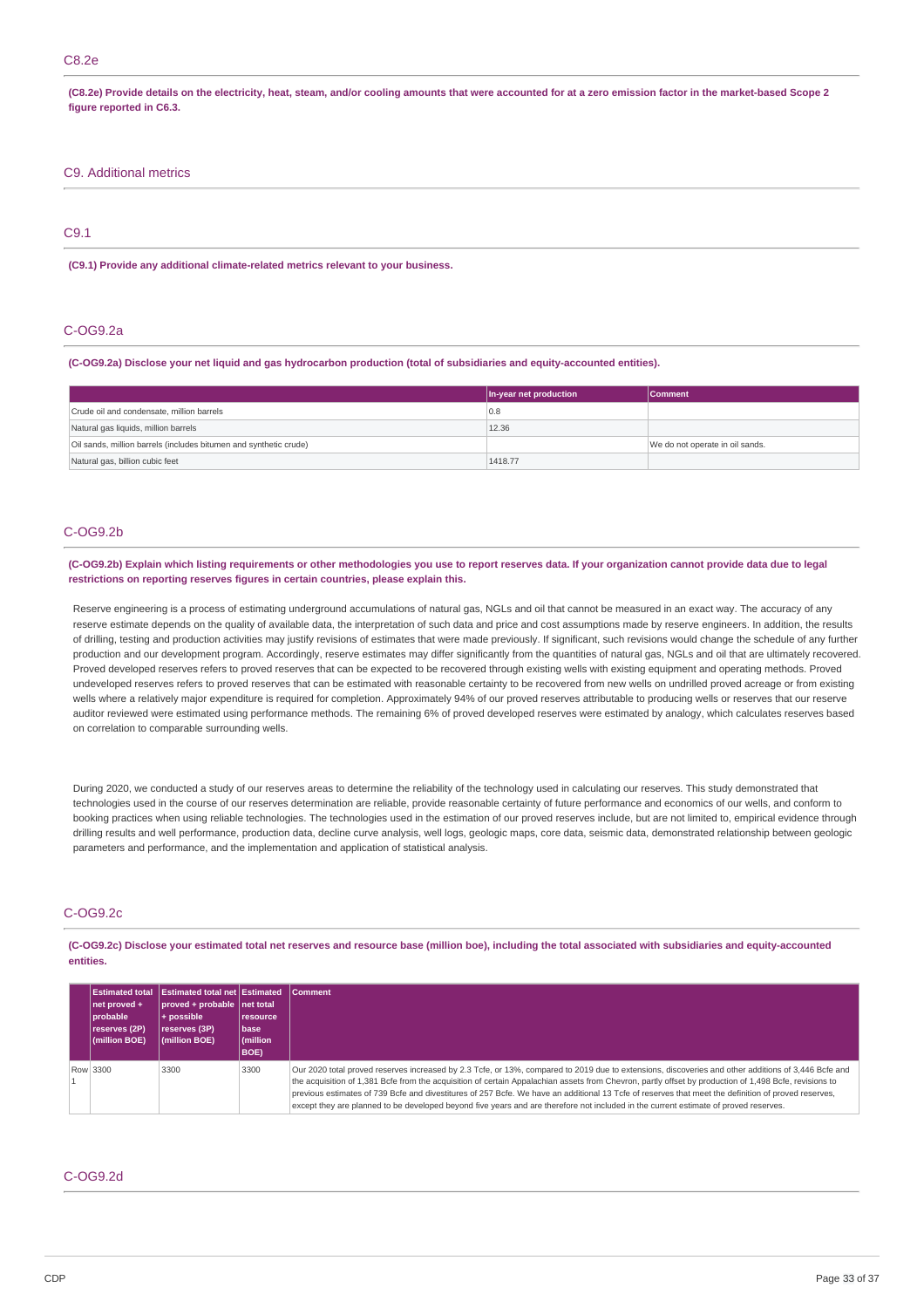## C8.2e

**(C8.2e) Provide details on the electricity, heat, steam, and/or cooling amounts that were accounted for at a zero emission factor in the market-based Scope 2 figure reported in C6.3.**

# C9. Additional metrics

## C9.1

**(C9.1) Provide any additional climate-related metrics relevant to your business.**

## C-OG9.2a

**(C-OG9.2a) Disclose your net liquid and gas hydrocarbon production (total of subsidiaries and equity-accounted entities).**

| | In-year net production | Comment |
|---|---|---|
| Crude oil and condensate, million barrels | 0.8 | |
| Natural gas liquids, million barrels | 12.36 | |
| Oil sands, million barrels (includes bitumen and synthetic crude) | | We do not operate in oil sands. |
| Natural gas, billion cubic feet | 1418.77 | |

## C-OG9.2b

**(C-OG9.2b) Explain which listing requirements or other methodologies you use to report reserves data. If your organization cannot provide data due to legal restrictions on reporting reserves figures in certain countries, please explain this.**

Reserve engineering is a process of estimating underground accumulations of natural gas, NGLs and oil that cannot be measured in an exact way. The accuracy of any reserve estimate depends on the quality of available data, the interpretation of such data and price and cost assumptions made by reserve engineers. In addition, the results of drilling, testing and production activities may justify revisions of estimates that were made previously. If significant, such revisions would change the schedule of any further production and our development program. Accordingly, reserve estimates may differ significantly from the quantities of natural gas, NGLs and oil that are ultimately recovered. Proved developed reserves refers to proved reserves that can be expected to be recovered through existing wells with existing equipment and operating methods. Proved undeveloped reserves refers to proved reserves that can be estimated with reasonable certainty to be recovered from new wells on undrilled proved acreage or from existing wells where a relatively major expenditure is required for completion. Approximately 94% of our proved reserves attributable to producing wells or reserves that our reserve auditor reviewed were estimated using performance methods. The remaining 6% of proved developed reserves were estimated by analogy, which calculates reserves based on correlation to comparable surrounding wells.

During 2020, we conducted a study of our reserves areas to determine the reliability of the technology used in calculating our reserves. This study demonstrated that technologies used in the course of our reserves determination are reliable, provide reasonable certainty of future performance and economics of our wells, and conform to booking practices when using reliable technologies. The technologies used in the estimation of our proved reserves include, but are not limited to, empirical evidence through drilling results and well performance, production data, decline curve analysis, well logs, geologic maps, core data, seismic data, demonstrated relationship between geologic parameters and performance, and the implementation and application of statistical analysis.

## C-OG9.2c

**(C-OG9.2c) Disclose your estimated total net reserves and resource base (million boe), including the total associated with subsidiaries and equity-accounted entities.**

| | Estimated total net proved + probable reserves (2P) (million BOE) | Estimated total net proved + probable + possible reserves (3P) (million BOE) | Estimated net total resource base (million BOE) | Comment |
|---|---|---|---|---|
| Row 1 | 3300 | 3300 | 3300 | Our 2020 total proved reserves increased by 2.3 Tcfe, or 13%, compared to 2019 due to extensions, discoveries and other additions of 3,446 Bcfe and the acquisition of 1,381 Bcfe from the acquisition of certain Appalachian assets from Chevron, partly offset by production of 1,498 Bcfe, revisions to previous estimates of 739 Bcfe and divestitures of 257 Bcfe. We have an additional 13 Tcfe of reserves that meet the definition of proved reserves, except they are planned to be developed beyond five years and are therefore not included in the current estimate of proved reserves. |

## C-OG9.2d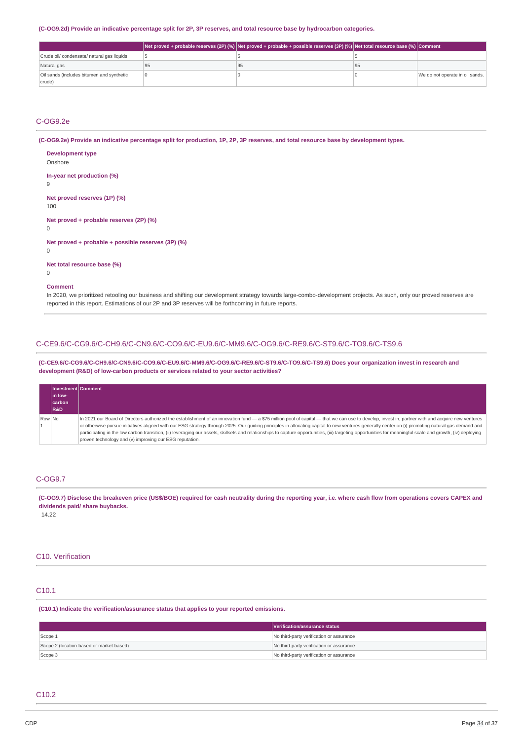(C-OG9.2d) Provide an indicative percentage split for 2P, 3P reserves, and total resource base by hydrocarbon categories.

| | Net proved + probable reserves (2P) (%) | Net proved + probable + possible reserves (3P) (%) | Net total resource base (%) | Comment |
|---|---|---|---|---|
| Crude oil/ condensate/ natural gas liquids | 5 | 5 | 5 | |
| Natural gas | 95 | 95 | 95 | |
| Oil sands (includes bitumen and synthetic crude) | 0 | 0 | 0 | We do not operate in oil sands. |

## C-OG9.2e

**(C-OG9.2e) Provide an indicative percentage split for production, 1P, 2P, 3P reserves, and total resource base by development types.**

**Development type**
Onshore

**In-year net production (%)**
9

**Net proved reserves (1P) (%)**
100

**Net proved + probable reserves (2P) (%)**
0

**Net proved + probable + possible reserves (3P) (%)**
0

**Net total resource base (%)**
0

**Comment**
In 2020, we prioritized retooling our business and shifting our development strategy towards large-combo-development projects. As such, only our proved reserves are reported in this report. Estimations of our 2P and 3P reserves will be forthcoming in future reports.

## C-CE9.6/C-CG9.6/C-CH9.6/C-CN9.6/C-CO9.6/C-EU9.6/C-MM9.6/C-OG9.6/C-RE9.6/C-ST9.6/C-TO9.6/C-TS9.6

**(C-CE9.6/C-CG9.6/C-CH9.6/C-CN9.6/C-CO9.6/C-EU9.6/C-MM9.6/C-OG9.6/C-RE9.6/C-ST9.6/C-TO9.6/C-TS9.6) Does your organization invest in research and development (R&D) of low-carbon products or services related to your sector activities?**

| | Investment in low-carbon R&D | Comment |
|---|---|---|
| Row 1 | No | In 2021 our Board of Directors authorized the establishment of an innovation fund — a $75 million pool of capital — that we can use to develop, invest in, partner with and acquire new ventures or otherwise pursue initiatives aligned with our ESG strategy through 2025. Our guiding principles in allocating capital to new ventures generally center on (i) promoting natural gas demand and participating in the low carbon transition, (ii) leveraging our assets, skillsets and relationships to capture opportunities, (iii) targeting opportunities for meaningful scale and growth, (iv) deploying proven technology and (v) improving our ESG reputation. |

## C-OG9.7

**(C-OG9.7) Disclose the breakeven price (US$/BOE) required for cash neutrality during the reporting year, i.e. where cash flow from operations covers CAPEX and dividends paid/ share buybacks.**

14.22

# C10. Verification

## C10.1

**(C10.1) Indicate the verification/assurance status that applies to your reported emissions.**

| | Verification/assurance status |
|---|---|
| Scope 1 | No third-party verification or assurance |
| Scope 2 (location-based or market-based) | No third-party verification or assurance |
| Scope 3 | No third-party verification or assurance |

## C10.2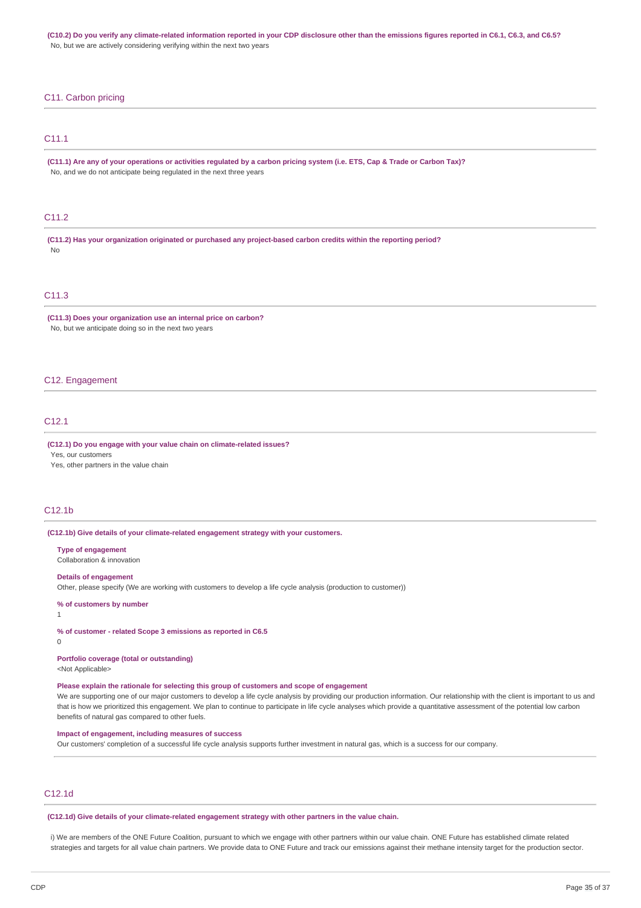**(C10.2) Do you verify any climate-related information reported in your CDP disclosure other than the emissions figures reported in C6.1, C6.3, and C6.5?**

No, but we are actively considering verifying within the next two years

## C11. Carbon pricing

### C11.1

**(C11.1) Are any of your operations or activities regulated by a carbon pricing system (i.e. ETS, Cap & Trade or Carbon Tax)?**

No, and we do not anticipate being regulated in the next three years

### C11.2

**(C11.2) Has your organization originated or purchased any project-based carbon credits within the reporting period?**

No

### C11.3

**(C11.3) Does your organization use an internal price on carbon?**

No, but we anticipate doing so in the next two years

## C12. Engagement

### C12.1

**(C12.1) Do you engage with your value chain on climate-related issues?**

Yes, our customers

Yes, other partners in the value chain

### C12.1b

**(C12.1b) Give details of your climate-related engagement strategy with your customers.**

**Type of engagement**

Collaboration & innovation

**Details of engagement**

Other, please specify (We are working with customers to develop a life cycle analysis (production to customer))

**% of customers by number**

1

**% of customer - related Scope 3 emissions as reported in C6.5**

0

**Portfolio coverage (total or outstanding)**

<Not Applicable>

**Please explain the rationale for selecting this group of customers and scope of engagement**

We are supporting one of our major customers to develop a life cycle analysis by providing our production information. Our relationship with the client is important to us and that is how we prioritized this engagement. We plan to continue to participate in life cycle analyses which provide a quantitative assessment of the potential low carbon benefits of natural gas compared to other fuels.

**Impact of engagement, including measures of success**

Our customers' completion of a successful life cycle analysis supports further investment in natural gas, which is a success for our company.

### C12.1d

**(C12.1d) Give details of your climate-related engagement strategy with other partners in the value chain.**

i) We are members of the ONE Future Coalition, pursuant to which we engage with other partners within our value chain. ONE Future has established climate related strategies and targets for all value chain partners. We provide data to ONE Future and track our emissions against their methane intensity target for the production sector.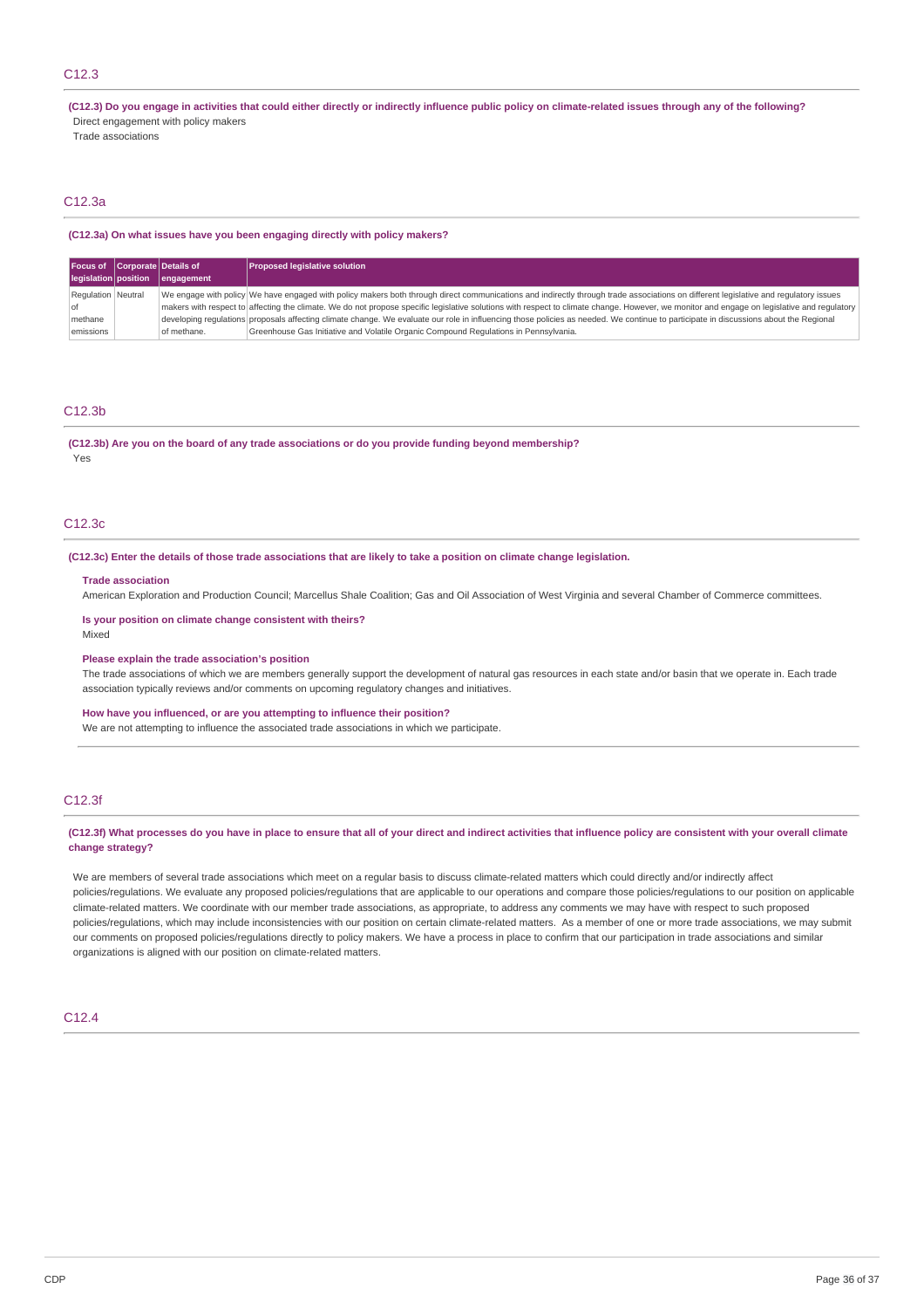## C12.3

**(C12.3) Do you engage in activities that could either directly or indirectly influence public policy on climate-related issues through any of the following?**

Direct engagement with policy makers

Trade associations

## C12.3a

**(C12.3a) On what issues have you been engaging directly with policy makers?**

| Focus of legislation | Corporate position | Details of engagement | Proposed legislative solution |
|---|---|---|---|
| Regulation of methane emissions | Neutral | We engage with policy makers with respect to developing regulations of methane. | We have engaged with policy makers both through direct communications and indirectly through trade associations on different legislative and regulatory issues affecting the climate. We do not propose specific legislative solutions with respect to climate change. However, we monitor and engage on legislative and regulatory proposals affecting climate change. We evaluate our role in influencing those policies as needed. We continue to participate in discussions about the Regional Greenhouse Gas Initiative and Volatile Organic Compound Regulations in Pennsylvania. |

## C12.3b

**(C12.3b) Are you on the board of any trade associations or do you provide funding beyond membership?**

Yes

## C12.3c

**(C12.3c) Enter the details of those trade associations that are likely to take a position on climate change legislation.**

**Trade association**

American Exploration and Production Council; Marcellus Shale Coalition; Gas and Oil Association of West Virginia and several Chamber of Commerce committees.

**Is your position on climate change consistent with theirs?**

Mixed

**Please explain the trade association's position**

The trade associations of which we are members generally support the development of natural gas resources in each state and/or basin that we operate in. Each trade association typically reviews and/or comments on upcoming regulatory changes and initiatives.

**How have you influenced, or are you attempting to influence their position?**

We are not attempting to influence the associated trade associations in which we participate.

## C12.3f

**(C12.3f) What processes do you have in place to ensure that all of your direct and indirect activities that influence policy are consistent with your overall climate change strategy?**

We are members of several trade associations which meet on a regular basis to discuss climate-related matters which could directly and/or indirectly affect policies/regulations. We evaluate any proposed policies/regulations that are applicable to our operations and compare those policies/regulations to our position on applicable climate-related matters. We coordinate with our member trade associations, as appropriate, to address any comments we may have with respect to such proposed policies/regulations, which may include inconsistencies with our position on certain climate-related matters. As a member of one or more trade associations, we may submit our comments on proposed policies/regulations directly to policy makers. We have a process in place to confirm that our participation in trade associations and similar organizations is aligned with our position on climate-related matters.

## C12.4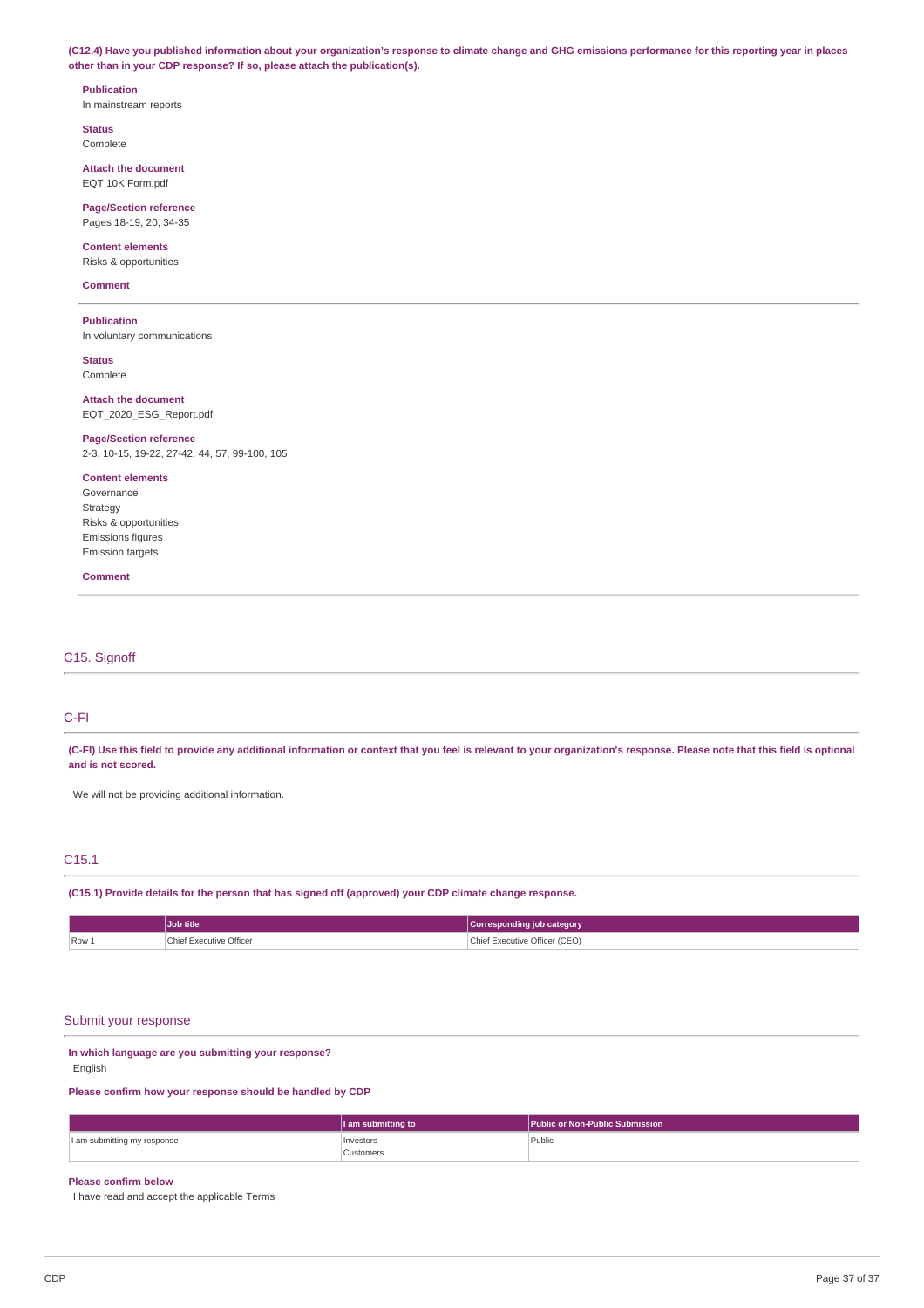**(C12.4) Have you published information about your organization's response to climate change and GHG emissions performance for this reporting year in places other than in your CDP response? If so, please attach the publication(s).**

**Publication**
In mainstream reports

**Status**
Complete

**Attach the document**
EQT 10K Form.pdf

**Page/Section reference**
Pages 18-19, 20, 34-35

**Content elements**
Risks & opportunities

**Comment**

---

**Publication**
In voluntary communications

**Status**
Complete

**Attach the document**
EQT_2020_ESG_Report.pdf

**Page/Section reference**
2-3, 10-15, 19-22, 27-42, 44, 57, 99-100, 105

**Content elements**
Governance
Strategy
Risks & opportunities
Emissions figures
Emission targets

**Comment**

---

## C15. Signoff

## C-FI

**(C-FI) Use this field to provide any additional information or context that you feel is relevant to your organization's response. Please note that this field is optional and is not scored.**

We will not be providing additional information.

## C15.1

**(C15.1) Provide details for the person that has signed off (approved) your CDP climate change response.**

| | Job title | Corresponding job category |
|---|---|---|
| Row 1 | Chief Executive Officer | Chief Executive Officer (CEO) |

## Submit your response

**In which language are you submitting your response?**
English

**Please confirm how your response should be handled by CDP**

| | I am submitting to | Public or Non-Public Submission |
|---|---|---|
| I am submitting my response | Investors<br>Customers | Public |

**Please confirm below**
I have read and accept the applicable Terms